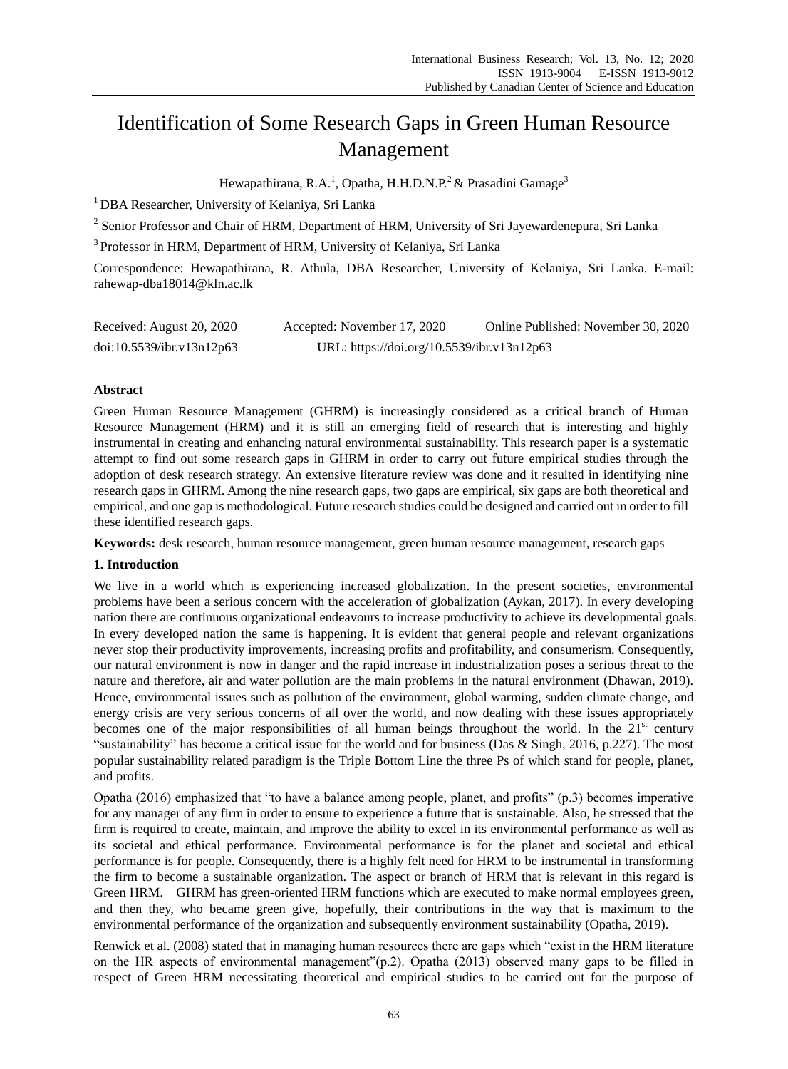# Identification of Some Research Gaps in Green Human Resource Management

Hewapathirana, R.A.[1], Opatha, H.H.D.N.P.[2] & Prasadini Gamage[3]

[1] DBA Researcher, University of Kelaniya, Sri Lanka

[2] Senior Professor and Chair of HRM, Department of HRM, University of Sri Jayewardenepura, Sri Lanka

[3] Professor in HRM, Department of HRM, University of Kelaniya, Sri Lanka

Correspondence: Hewapathirana, R. Athula, DBA Researcher, University of Kelaniya, Sri Lanka. E-mail: rahewap-dba18014@kln.ac.lk

Received: August 20, 2020 Accepted: November 17, 2020 Online Published: November 30, 2020

doi:10.5539/ibr.v13n12p63 URL: https://doi.org/10.5539/ibr.v13n12p63

## Abstract

Green Human Resource Management (GHRM) is increasingly considered as a critical branch of Human Resource Management (HRM) and it is still an emerging field of research that is interesting and highly instrumental in creating and enhancing natural environmental sustainability. This research paper is a systematic attempt to find out some research gaps in GHRM in order to carry out future empirical studies through the adoption of desk research strategy. An extensive literature review was done and it resulted in identifying nine research gaps in GHRM. Among the nine research gaps, two gaps are empirical, six gaps are both theoretical and empirical, and one gap is methodological. Future research studies could be designed and carried out in order to fill these identified research gaps.

**Keywords:** desk research, human resource management, green human resource management, research gaps

## 1. Introduction

We live in a world which is experiencing increased globalization. In the present societies, environmental problems have been a serious concern with the acceleration of globalization (Aykan, 2017). In every developing nation there are continuous organizational endeavours to increase productivity to achieve its developmental goals. In every developed nation the same is happening. It is evident that general people and relevant organizations never stop their productivity improvements, increasing profits and profitability, and consumerism. Consequently, our natural environment is now in danger and the rapid increase in industrialization poses a serious threat to the nature and therefore, air and water pollution are the main problems in the natural environment (Dhawan, 2019). Hence, environmental issues such as pollution of the environment, global warming, sudden climate change, and energy crisis are very serious concerns of all over the world, and now dealing with these issues appropriately becomes one of the major responsibilities of all human beings throughout the world. In the 21st century "sustainability" has become a critical issue for the world and for business (Das & Singh, 2016, p.227). The most popular sustainability related paradigm is the Triple Bottom Line the three Ps of which stand for people, planet, and profits.

Opatha (2016) emphasized that "to have a balance among people, planet, and profits" (p.3) becomes imperative for any manager of any firm in order to ensure to experience a future that is sustainable. Also, he stressed that the firm is required to create, maintain, and improve the ability to excel in its environmental performance as well as its societal and ethical performance. Environmental performance is for the planet and societal and ethical performance is for people. Consequently, there is a highly felt need for HRM to be instrumental in transforming the firm to become a sustainable organization. The aspect or branch of HRM that is relevant in this regard is Green HRM. GHRM has green-oriented HRM functions which are executed to make normal employees green, and then they, who became green give, hopefully, their contributions in the way that is maximum to the environmental performance of the organization and subsequently environment sustainability (Opatha, 2019).

Renwick et al. (2008) stated that in managing human resources there are gaps which "exist in the HRM literature on the HR aspects of environmental management"(p.2). Opatha (2013) observed many gaps to be filled in respect of Green HRM necessitating theoretical and empirical studies to be carried out for the purpose of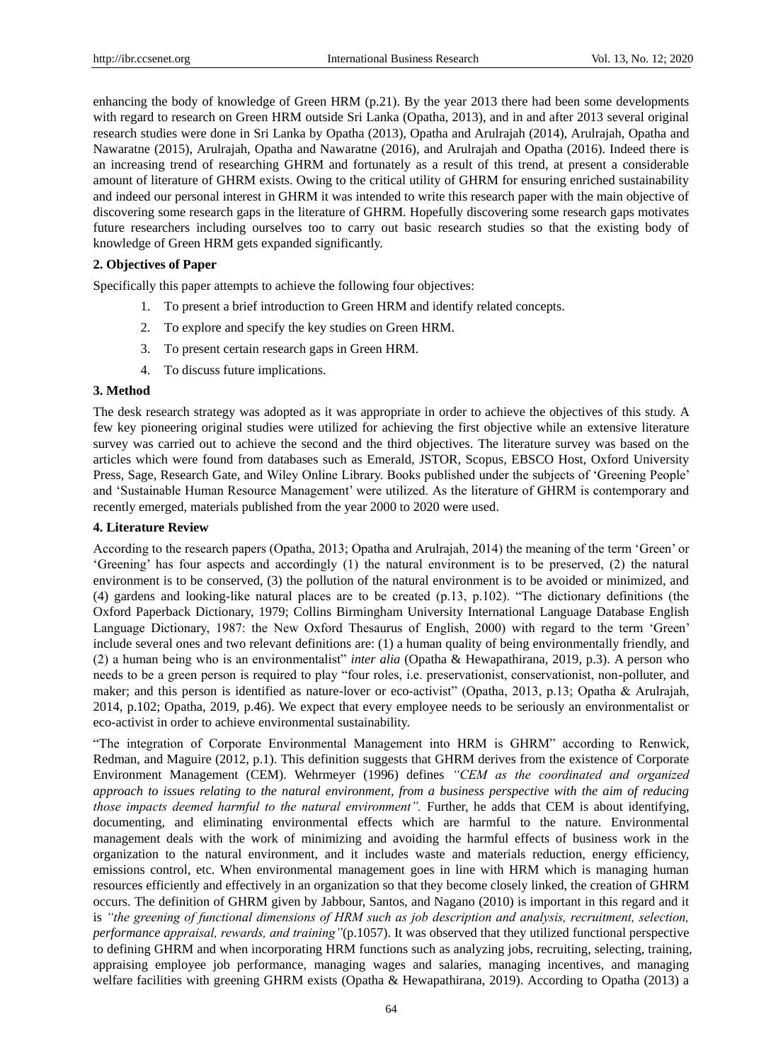enhancing the body of knowledge of Green HRM (p.21). By the year 2013 there had been some developments with regard to research on Green HRM outside Sri Lanka (Opatha, 2013), and in and after 2013 several original research studies were done in Sri Lanka by Opatha (2013), Opatha and Arulrajah (2014), Arulrajah, Opatha and Nawaratne (2015), Arulrajah, Opatha and Nawaratne (2016), and Arulrajah and Opatha (2016). Indeed there is an increasing trend of researching GHRM and fortunately as a result of this trend, at present a considerable amount of literature of GHRM exists. Owing to the critical utility of GHRM for ensuring enriched sustainability and indeed our personal interest in GHRM it was intended to write this research paper with the main objective of discovering some research gaps in the literature of GHRM. Hopefully discovering some research gaps motivates future researchers including ourselves too to carry out basic research studies so that the existing body of knowledge of Green HRM gets expanded significantly.

## 2. Objectives of Paper

Specifically this paper attempts to achieve the following four objectives:

1. To present a brief introduction to Green HRM and identify related concepts.
2. To explore and specify the key studies on Green HRM.
3. To present certain research gaps in Green HRM.
4. To discuss future implications.

## 3. Method

The desk research strategy was adopted as it was appropriate in order to achieve the objectives of this study. A few key pioneering original studies were utilized for achieving the first objective while an extensive literature survey was carried out to achieve the second and the third objectives. The literature survey was based on the articles which were found from databases such as Emerald, JSTOR, Scopus, EBSCO Host, Oxford University Press, Sage, Research Gate, and Wiley Online Library. Books published under the subjects of 'Greening People' and 'Sustainable Human Resource Management' were utilized. As the literature of GHRM is contemporary and recently emerged, materials published from the year 2000 to 2020 were used.

## 4. Literature Review

According to the research papers (Opatha, 2013; Opatha and Arulrajah, 2014) the meaning of the term 'Green' or 'Greening' has four aspects and accordingly (1) the natural environment is to be preserved, (2) the natural environment is to be conserved, (3) the pollution of the natural environment is to be avoided or minimized, and (4) gardens and looking-like natural places are to be created (p.13, p.102). "The dictionary definitions (the Oxford Paperback Dictionary, 1979; Collins Birmingham University International Language Database English Language Dictionary, 1987: the New Oxford Thesaurus of English, 2000) with regard to the term 'Green' include several ones and two relevant definitions are: (1) a human quality of being environmentally friendly, and (2) a human being who is an environmentalist" *inter alia* (Opatha & Hewapathirana, 2019, p.3). A person who needs to be a green person is required to play "four roles, i.e. preservationist, conservationist, non-polluter, and maker; and this person is identified as nature-lover or eco-activist" (Opatha, 2013, p.13; Opatha & Arulrajah, 2014, p.102; Opatha, 2019, p.46). We expect that every employee needs to be seriously an environmentalist or eco-activist in order to achieve environmental sustainability.

"The integration of Corporate Environmental Management into HRM is GHRM" according to Renwick, Redman, and Maguire (2012, p.1). This definition suggests that GHRM derives from the existence of Corporate Environment Management (CEM). Wehrmeyer (1996) defines *"CEM as the coordinated and organized approach to issues relating to the natural environment, from a business perspective with the aim of reducing those impacts deemed harmful to the natural environment".* Further, he adds that CEM is about identifying, documenting, and eliminating environmental effects which are harmful to the nature. Environmental management deals with the work of minimizing and avoiding the harmful effects of business work in the organization to the natural environment, and it includes waste and materials reduction, energy efficiency, emissions control, etc. When environmental management goes in line with HRM which is managing human resources efficiently and effectively in an organization so that they become closely linked, the creation of GHRM occurs. The definition of GHRM given by Jabbour, Santos, and Nagano (2010) is important in this regard and it is *"the greening of functional dimensions of HRM such as job description and analysis, recruitment, selection, performance appraisal, rewards, and training"*(p.1057). It was observed that they utilized functional perspective to defining GHRM and when incorporating HRM functions such as analyzing jobs, recruiting, selecting, training, appraising employee job performance, managing wages and salaries, managing incentives, and managing welfare facilities with greening GHRM exists (Opatha & Hewapathirana, 2019). According to Opatha (2013) a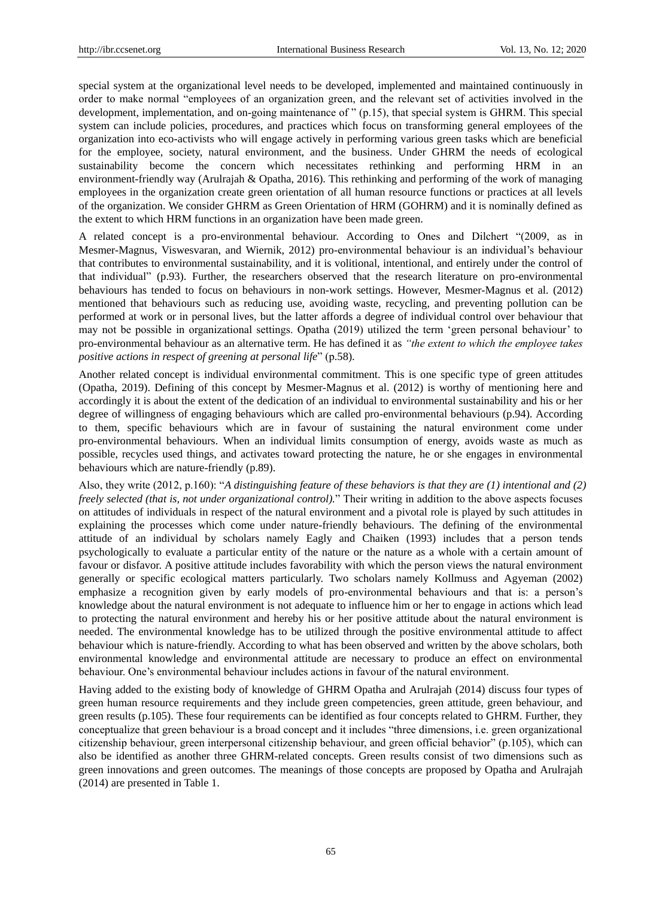special system at the organizational level needs to be developed, implemented and maintained continuously in order to make normal "employees of an organization green, and the relevant set of activities involved in the development, implementation, and on-going maintenance of " (p.15), that special system is GHRM. This special system can include policies, procedures, and practices which focus on transforming general employees of the organization into eco-activists who will engage actively in performing various green tasks which are beneficial for the employee, society, natural environment, and the business. Under GHRM the needs of ecological sustainability become the concern which necessitates rethinking and performing HRM in an environment-friendly way (Arulrajah & Opatha, 2016). This rethinking and performing of the work of managing employees in the organization create green orientation of all human resource functions or practices at all levels of the organization. We consider GHRM as Green Orientation of HRM (GOHRM) and it is nominally defined as the extent to which HRM functions in an organization have been made green.

A related concept is a pro-environmental behaviour. According to Ones and Dilchert "(2009, as in Mesmer-Magnus, Viswesvaran, and Wiernik, 2012) pro-environmental behaviour is an individual's behaviour that contributes to environmental sustainability, and it is volitional, intentional, and entirely under the control of that individual" (p.93). Further, the researchers observed that the research literature on pro-environmental behaviours has tended to focus on behaviours in non-work settings. However, Mesmer-Magnus et al. (2012) mentioned that behaviours such as reducing use, avoiding waste, recycling, and preventing pollution can be performed at work or in personal lives, but the latter affords a degree of individual control over behaviour that may not be possible in organizational settings. Opatha (2019) utilized the term 'green personal behaviour' to pro-environmental behaviour as an alternative term. He has defined it as *"the extent to which the employee takes positive actions in respect of greening at personal life*" (p.58).

Another related concept is individual environmental commitment. This is one specific type of green attitudes (Opatha, 2019). Defining of this concept by Mesmer-Magnus et al. (2012) is worthy of mentioning here and accordingly it is about the extent of the dedication of an individual to environmental sustainability and his or her degree of willingness of engaging behaviours which are called pro-environmental behaviours (p.94). According to them, specific behaviours which are in favour of sustaining the natural environment come under pro-environmental behaviours. When an individual limits consumption of energy, avoids waste as much as possible, recycles used things, and activates toward protecting the nature, he or she engages in environmental behaviours which are nature-friendly (p.89).

Also, they write (2012, p.160): "*A distinguishing feature of these behaviors is that they are (1) intentional and (2) freely selected (that is, not under organizational control).*" Their writing in addition to the above aspects focuses on attitudes of individuals in respect of the natural environment and a pivotal role is played by such attitudes in explaining the processes which come under nature-friendly behaviours. The defining of the environmental attitude of an individual by scholars namely Eagly and Chaiken (1993) includes that a person tends psychologically to evaluate a particular entity of the nature or the nature as a whole with a certain amount of favour or disfavor. A positive attitude includes favorability with which the person views the natural environment generally or specific ecological matters particularly. Two scholars namely Kollmuss and Agyeman (2002) emphasize a recognition given by early models of pro-environmental behaviours and that is: a person's knowledge about the natural environment is not adequate to influence him or her to engage in actions which lead to protecting the natural environment and hereby his or her positive attitude about the natural environment is needed. The environmental knowledge has to be utilized through the positive environmental attitude to affect behaviour which is nature-friendly. According to what has been observed and written by the above scholars, both environmental knowledge and environmental attitude are necessary to produce an effect on environmental behaviour. One's environmental behaviour includes actions in favour of the natural environment.

Having added to the existing body of knowledge of GHRM Opatha and Arulrajah (2014) discuss four types of green human resource requirements and they include green competencies, green attitude, green behaviour, and green results (p.105). These four requirements can be identified as four concepts related to GHRM. Further, they conceptualize that green behaviour is a broad concept and it includes "three dimensions, i.e. green organizational citizenship behaviour, green interpersonal citizenship behaviour, and green official behavior" (p.105), which can also be identified as another three GHRM-related concepts. Green results consist of two dimensions such as green innovations and green outcomes. The meanings of those concepts are proposed by Opatha and Arulrajah (2014) are presented in Table 1.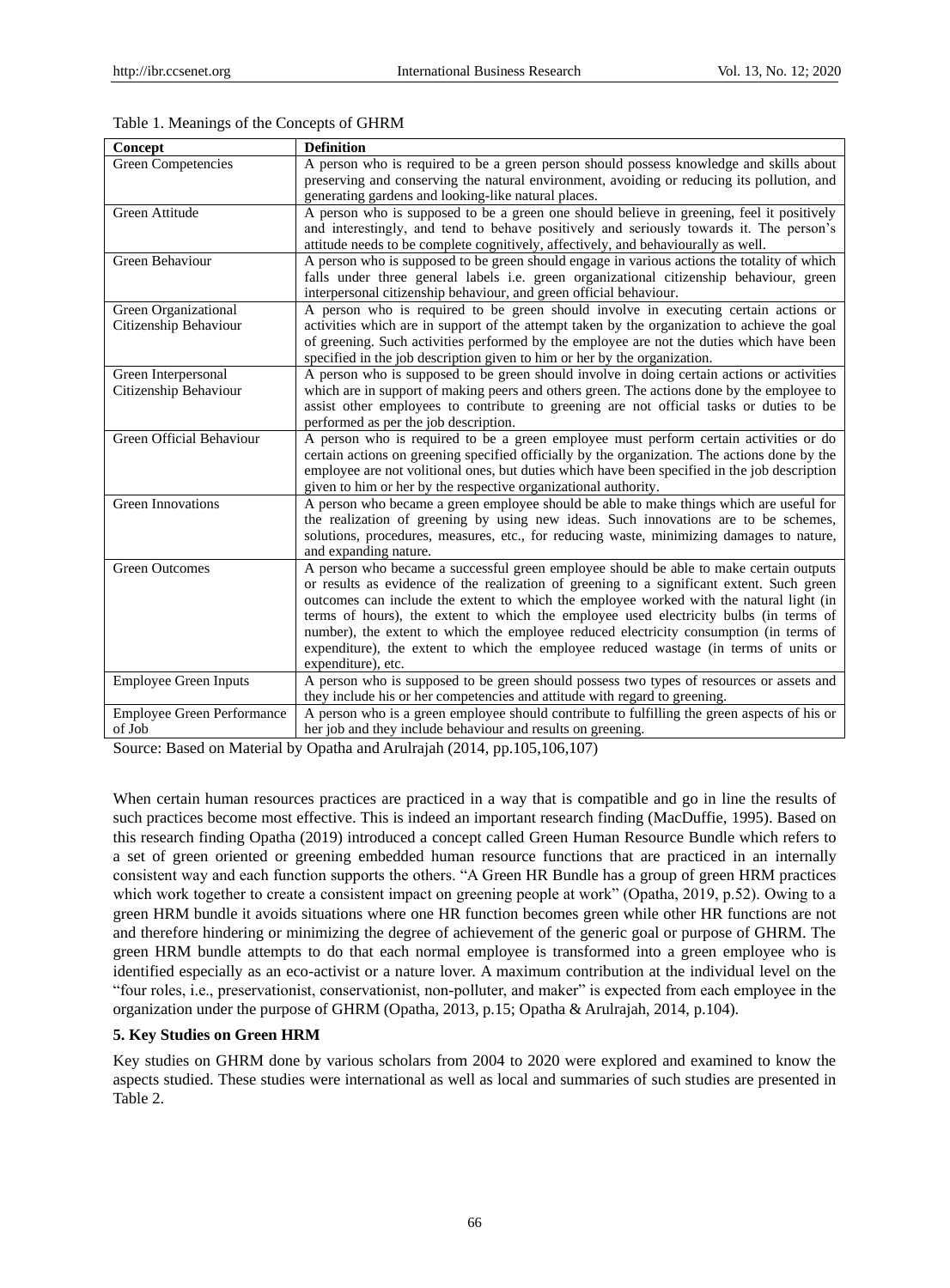Table 1. Meanings of the Concepts of GHRM

| Concept | Definition |
|---|---|
| Green Competencies | A person who is required to be a green person should possess knowledge and skills about preserving and conserving the natural environment, avoiding or reducing its pollution, and generating gardens and looking-like natural places. |
| Green Attitude | A person who is supposed to be a green one should believe in greening, feel it positively and interestingly, and tend to behave positively and seriously towards it. The person's attitude needs to be complete cognitively, affectively, and behaviourally as well. |
| Green Behaviour | A person who is supposed to be green should engage in various actions the totality of which falls under three general labels i.e. green organizational citizenship behaviour, green interpersonal citizenship behaviour, and green official behaviour. |
| Green Organizational Citizenship Behaviour | A person who is required to be green should involve in executing certain actions or activities which are in support of the attempt taken by the organization to achieve the goal of greening. Such activities performed by the employee are not the duties which have been specified in the job description given to him or her by the organization. |
| Green Interpersonal Citizenship Behaviour | A person who is supposed to be green should involve in doing certain actions or activities which are in support of making peers and others green. The actions done by the employee to assist other employees to contribute to greening are not official tasks or duties to be performed as per the job description. |
| Green Official Behaviour | A person who is required to be a green employee must perform certain activities or do certain actions on greening specified officially by the organization. The actions done by the employee are not volitional ones, but duties which have been specified in the job description given to him or her by the respective organizational authority. |
| Green Innovations | A person who became a green employee should be able to make things which are useful for the realization of greening by using new ideas. Such innovations are to be schemes, solutions, procedures, measures, etc., for reducing waste, minimizing damages to nature, and expanding nature. |
| Green Outcomes | A person who became a successful green employee should be able to make certain outputs or results as evidence of the realization of greening to a significant extent. Such green outcomes can include the extent to which the employee worked with the natural light (in terms of hours), the extent to which the employee used electricity bulbs (in terms of number), the extent to which the employee reduced electricity consumption (in terms of expenditure), the extent to which the employee reduced wastage (in terms of units or expenditure), etc. |
| Employee Green Inputs | A person who is supposed to be green should possess two types of resources or assets and they include his or her competencies and attitude with regard to greening. |
| Employee Green Performance of Job | A person who is a green employee should contribute to fulfilling the green aspects of his or her job and they include behaviour and results on greening. |

Source: Based on Material by Opatha and Arulrajah (2014, pp.105,106,107)

When certain human resources practices are practiced in a way that is compatible and go in line the results of such practices become most effective. This is indeed an important research finding (MacDuffie, 1995). Based on this research finding Opatha (2019) introduced a concept called Green Human Resource Bundle which refers to a set of green oriented or greening embedded human resource functions that are practiced in an internally consistent way and each function supports the others. "A Green HR Bundle has a group of green HRM practices which work together to create a consistent impact on greening people at work" (Opatha, 2019, p.52). Owing to a green HRM bundle it avoids situations where one HR function becomes green while other HR functions are not and therefore hindering or minimizing the degree of achievement of the generic goal or purpose of GHRM. The green HRM bundle attempts to do that each normal employee is transformed into a green employee who is identified especially as an eco-activist or a nature lover. A maximum contribution at the individual level on the "four roles, i.e., preservationist, conservationist, non-polluter, and maker" is expected from each employee in the organization under the purpose of GHRM (Opatha, 2013, p.15; Opatha & Arulrajah, 2014, p.104).

## 5. Key Studies on Green HRM

Key studies on GHRM done by various scholars from 2004 to 2020 were explored and examined to know the aspects studied. These studies were international as well as local and summaries of such studies are presented in Table 2.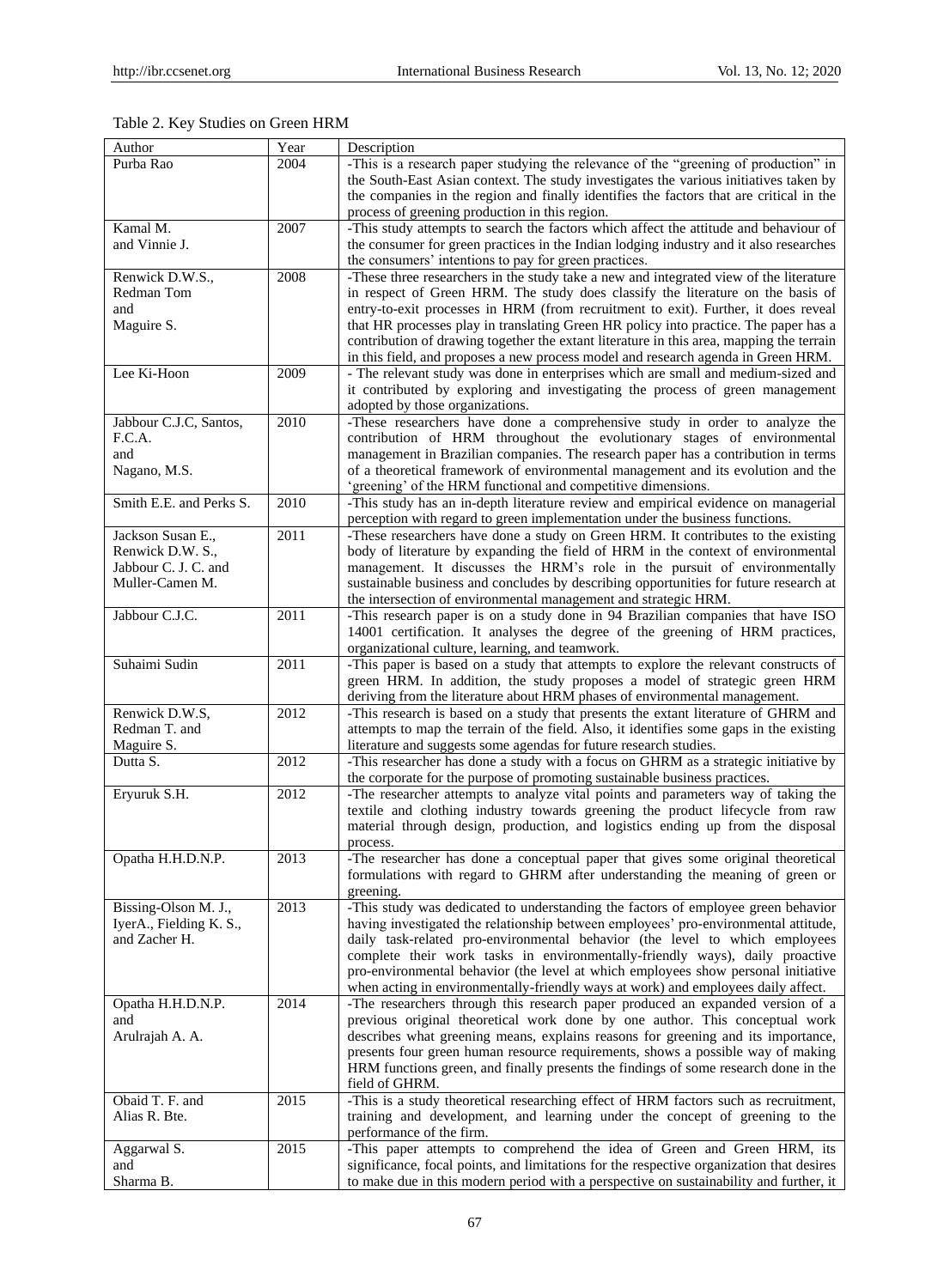Table 2. Key Studies on Green HRM

| Author | Year | Description |
|---|---|---|
| Purba Rao | 2004 | -This is a research paper studying the relevance of the "greening of production" in the South-East Asian context. The study investigates the various initiatives taken by the companies in the region and finally identifies the factors that are critical in the process of greening production in this region. |
| Kamal M. and Vinnie J. | 2007 | -This study attempts to search the factors which affect the attitude and behaviour of the consumer for green practices in the Indian lodging industry and it also researches the consumers' intentions to pay for green practices. |
| Renwick D.W.S., Redman Tom and Maguire S. | 2008 | -These three researchers in the study take a new and integrated view of the literature in respect of Green HRM. The study does classify the literature on the basis of entry-to-exit processes in HRM (from recruitment to exit). Further, it does reveal that HR processes play in translating Green HR policy into practice. The paper has a contribution of drawing together the extant literature in this area, mapping the terrain in this field, and proposes a new process model and research agenda in Green HRM. |
| Lee Ki-Hoon | 2009 | - The relevant study was done in enterprises which are small and medium-sized and it contributed by exploring and investigating the process of green management adopted by those organizations. |
| Jabbour C.J.C, Santos, F.C.A. and Nagano, M.S. | 2010 | -These researchers have done a comprehensive study in order to analyze the contribution of HRM throughout the evolutionary stages of environmental management in Brazilian companies. The research paper has a contribution in terms of a theoretical framework of environmental management and its evolution and the 'greening' of the HRM functional and competitive dimensions. |
| Smith E.E. and Perks S. | 2010 | -This study has an in-depth literature review and empirical evidence on managerial perception with regard to green implementation under the business functions. |
| Jackson Susan E., Renwick D.W. S., Jabbour C. J. C. and Muller-Camen M. | 2011 | -These researchers have done a study on Green HRM. It contributes to the existing body of literature by expanding the field of HRM in the context of environmental management. It discusses the HRM's role in the pursuit of environmentally sustainable business and concludes by describing opportunities for future research at the intersection of environmental management and strategic HRM. |
| Jabbour C.J.C. | 2011 | -This research paper is on a study done in 94 Brazilian companies that have ISO 14001 certification. It analyses the degree of the greening of HRM practices, organizational culture, learning, and teamwork. |
| Suhaimi Sudin | 2011 | -This paper is based on a study that attempts to explore the relevant constructs of green HRM. In addition, the study proposes a model of strategic green HRM deriving from the literature about HRM phases of environmental management. |
| Renwick D.W.S, Redman T. and Maguire S. | 2012 | -This research is based on a study that presents the extant literature of GHRM and attempts to map the terrain of the field. Also, it identifies some gaps in the existing literature and suggests some agendas for future research studies. |
| Dutta S. | 2012 | -This researcher has done a study with a focus on GHRM as a strategic initiative by the corporate for the purpose of promoting sustainable business practices. |
| Eryuruk S.H. | 2012 | -The researcher attempts to analyze vital points and parameters way of taking the textile and clothing industry towards greening the product lifecycle from raw material through design, production, and logistics ending up from the disposal process. |
| Opatha H.H.D.N.P. | 2013 | -The researcher has done a conceptual paper that gives some original theoretical formulations with regard to GHRM after understanding the meaning of green or greening. |
| Bissing-Olson M. J., IyerA., Fielding K. S., and Zacher H. | 2013 | -This study was dedicated to understanding the factors of employee green behavior having investigated the relationship between employees' pro-environmental attitude, daily task-related pro-environmental behavior (the level to which employees complete their work tasks in environmentally-friendly ways), daily proactive pro-environmental behavior (the level at which employees show personal initiative when acting in environmentally-friendly ways at work) and employees daily affect. |
| Opatha H.H.D.N.P. and Arulrajah A. A. | 2014 | -The researchers through this research paper produced an expanded version of a previous original theoretical work done by one author. This conceptual work describes what greening means, explains reasons for greening and its importance, presents four green human resource requirements, shows a possible way of making HRM functions green, and finally presents the findings of some research done in the field of GHRM. |
| Obaid T. F. and Alias R. Bte. | 2015 | -This is a study theoretical researching effect of HRM factors such as recruitment, training and development, and learning under the concept of greening to the performance of the firm. |
| Aggarwal S. and Sharma B. | 2015 | -This paper attempts to comprehend the idea of Green and Green HRM, its significance, focal points, and limitations for the respective organization that desires to make due in this modern period with a perspective on sustainability and further, it |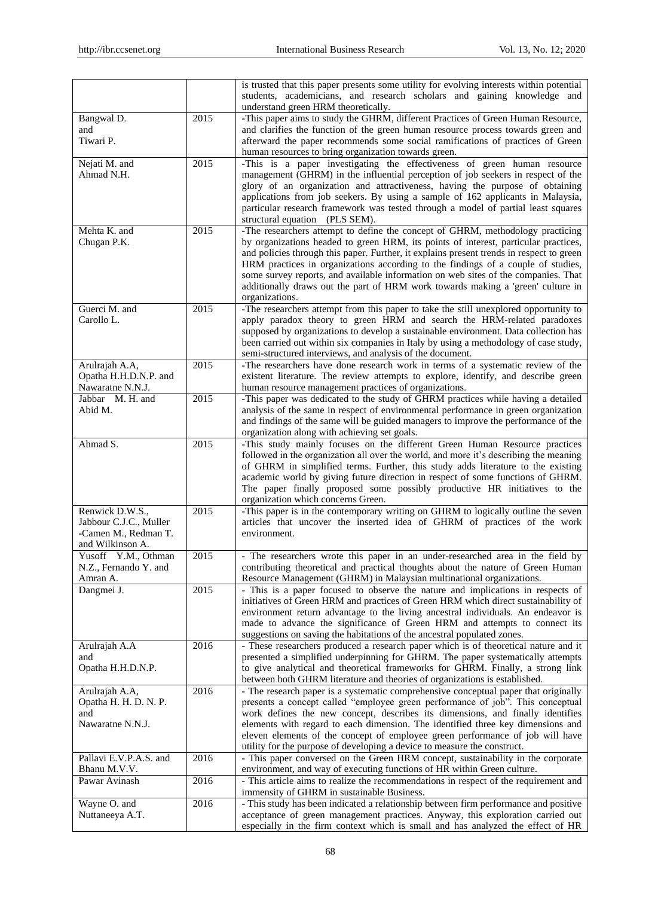| | | |
|---|---|---|
| | | is trusted that this paper presents some utility for evolving interests within potential students, academicians, and research scholars and gaining knowledge and understand green HRM theoretically. |
| Bangwal D. and Tiwari P. | 2015 | -This paper aims to study the GHRM, different Practices of Green Human Resource, and clarifies the function of the green human resource process towards green and afterward the paper recommends some social ramifications of practices of Green human resources to bring organization towards green. |
| Nejati M. and Ahmad N.H. | 2015 | -This is a paper investigating the effectiveness of green human resource management (GHRM) in the influential perception of job seekers in respect of the glory of an organization and attractiveness, having the purpose of obtaining applications from job seekers. By using a sample of 162 applicants in Malaysia, particular research framework was tested through a model of partial least squares structural equation (PLS SEM). |
| Mehta K. and Chugan P.K. | 2015 | -The researchers attempt to define the concept of GHRM, methodology practicing by organizations headed to green HRM, its points of interest, particular practices, and policies through this paper. Further, it explains present trends in respect to green HRM practices in organizations according to the findings of a couple of studies, some survey reports, and available information on web sites of the companies. That additionally draws out the part of HRM work towards making a 'green' culture in organizations. |
| Guerci M. and Carollo L. | 2015 | -The researchers attempt from this paper to take the still unexplored opportunity to apply paradox theory to green HRM and search the HRM-related paradoxes supposed by organizations to develop a sustainable environment. Data collection has been carried out within six companies in Italy by using a methodology of case study, semi-structured interviews, and analysis of the document. |
| Arulrajah A.A, Opatha H.H.D.N.P. and Nawaratne N.N.J. | 2015 | -The researchers have done research work in terms of a systematic review of the existent literature. The review attempts to explore, identify, and describe green human resource management practices of organizations. |
| Jabbar M. H. and Abid M. | 2015 | -This paper was dedicated to the study of GHRM practices while having a detailed analysis of the same in respect of environmental performance in green organization and findings of the same will be guided managers to improve the performance of the organization along with achieving set goals. |
| Ahmad S. | 2015 | -This study mainly focuses on the different Green Human Resource practices followed in the organization all over the world, and more it's describing the meaning of GHRM in simplified terms. Further, this study adds literature to the existing academic world by giving future direction in respect of some functions of GHRM. The paper finally proposed some possibly productive HR initiatives to the organization which concerns Green. |
| Renwick D.W.S., Jabbour C.J.C., Muller -Camen M., Redman T. and Wilkinson A. | 2015 | -This paper is in the contemporary writing on GHRM to logically outline the seven articles that uncover the inserted idea of GHRM of practices of the work environment. |
| Yusoff Y.M., Othman N.Z., Fernando Y. and Amran A. | 2015 | - The researchers wrote this paper in an under-researched area in the field by contributing theoretical and practical thoughts about the nature of Green Human Resource Management (GHRM) in Malaysian multinational organizations. |
| Dangmei J. | 2015 | - This is a paper focused to observe the nature and implications in respects of initiatives of Green HRM and practices of Green HRM which direct sustainability of environment return advantage to the living ancestral individuals. An endeavor is made to advance the significance of Green HRM and attempts to connect its suggestions on saving the habitations of the ancestral populated zones. |
| Arulrajah A.A and Opatha H.H.D.N.P. | 2016 | - These researchers produced a research paper which is of theoretical nature and it presented a simplified underpinning for GHRM. The paper systematically attempts to give analytical and theoretical frameworks for GHRM. Finally, a strong link between both GHRM literature and theories of organizations is established. |
| Arulrajah A.A, Opatha H. H. D. N. P. and Nawaratne N.N.J. | 2016 | - The research paper is a systematic comprehensive conceptual paper that originally presents a concept called "employee green performance of job". This conceptual work defines the new concept, describes its dimensions, and finally identifies elements with regard to each dimension. The identified three key dimensions and eleven elements of the concept of employee green performance of job will have utility for the purpose of developing a device to measure the construct. |
| Pallavi E.V.P.A.S. and Bhanu M.V.V. | 2016 | - This paper conversed on the Green HRM concept, sustainability in the corporate environment, and way of executing functions of HR within Green culture. |
| Pawar Avinash | 2016 | - This article aims to realize the recommendations in respect of the requirement and immensity of GHRM in sustainable Business. |
| Wayne O. and Nuttaneeya A.T. | 2016 | - This study has been indicated a relationship between firm performance and positive acceptance of green management practices. Anyway, this exploration carried out especially in the firm context which is small and has analyzed the effect of HR |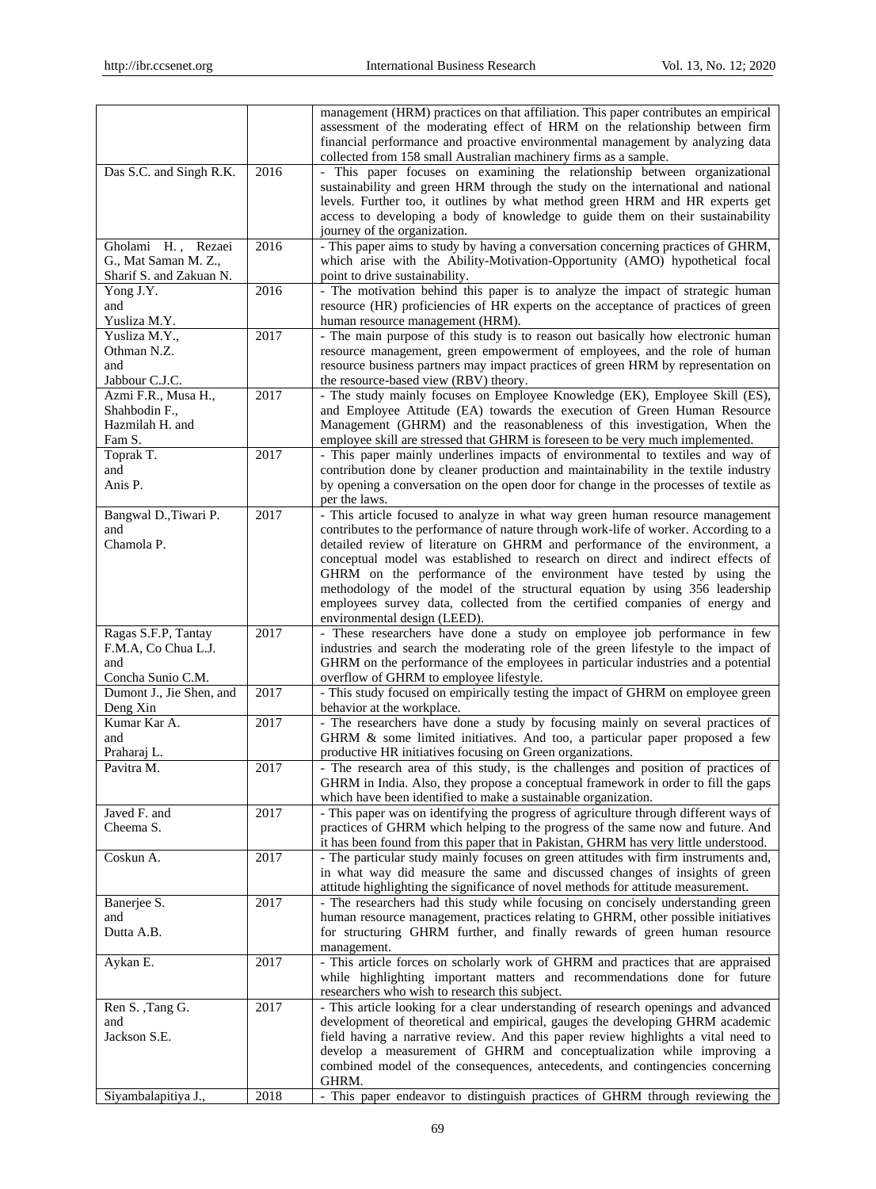| | | |
|---|---|---|
| | | management (HRM) practices on that affiliation. This paper contributes an empirical assessment of the moderating effect of HRM on the relationship between firm financial performance and proactive environmental management by analyzing data collected from 158 small Australian machinery firms as a sample. |
| Das S.C. and Singh R.K. | 2016 | - This paper focuses on examining the relationship between organizational sustainability and green HRM through the study on the international and national levels. Further too, it outlines by what method green HRM and HR experts get access to developing a body of knowledge to guide them on their sustainability journey of the organization. |
| Gholami H., Rezaei G., Mat Saman M. Z., Sharif S. and Zakuan N. | 2016 | - This paper aims to study by having a conversation concerning practices of GHRM, which arise with the Ability-Motivation-Opportunity (AMO) hypothetical focal point to drive sustainability. |
| Yong J.Y. and Yusliza M.Y. | 2016 | - The motivation behind this paper is to analyze the impact of strategic human resource (HR) proficiencies of HR experts on the acceptance of practices of green human resource management (HRM). |
| Yusliza M.Y., Othman N.Z. and Jabbour C.J.C. | 2017 | - The main purpose of this study is to reason out basically how electronic human resource management, green empowerment of employees, and the role of human resource business partners may impact practices of green HRM by representation on the resource-based view (RBV) theory. |
| Azmi F.R., Musa H., Shahbodin F., Hazmilah H. and Fam S. | 2017 | - The study mainly focuses on Employee Knowledge (EK), Employee Skill (ES), and Employee Attitude (EA) towards the execution of Green Human Resource Management (GHRM) and the reasonableness of this investigation, When the employee skill are stressed that GHRM is foreseen to be very much implemented. |
| Toprak T. and Anis P. | 2017 | - This paper mainly underlines impacts of environmental to textiles and way of contribution done by cleaner production and maintainability in the textile industry by opening a conversation on the open door for change in the processes of textile as per the laws. |
| Bangwal D.,Tiwari P. and Chamola P. | 2017 | - This article focused to analyze in what way green human resource management contributes to the performance of nature through work-life of worker. According to a detailed review of literature on GHRM and performance of the environment, a conceptual model was established to research on direct and indirect effects of GHRM on the performance of the environment have tested by using the methodology of the model of the structural equation by using 356 leadership employees survey data, collected from the certified companies of energy and environmental design (LEED). |
| Ragas S.F.P, Tantay F.M.A, Co Chua L.J. and Concha Sunio C.M. | 2017 | - These researchers have done a study on employee job performance in few industries and search the moderating role of the green lifestyle to the impact of GHRM on the performance of the employees in particular industries and a potential overflow of GHRM to employee lifestyle. |
| Dumont J., Jie Shen, and Deng Xin | 2017 | - This study focused on empirically testing the impact of GHRM on employee green behavior at the workplace. |
| Kumar Kar A. and Praharaj L. | 2017 | - The researchers have done a study by focusing mainly on several practices of GHRM & some limited initiatives. And too, a particular paper proposed a few productive HR initiatives focusing on Green organizations. |
| Pavitra M. | 2017 | - The research area of this study, is the challenges and position of practices of GHRM in India. Also, they propose a conceptual framework in order to fill the gaps which have been identified to make a sustainable organization. |
| Javed F. and Cheema S. | 2017 | - This paper was on identifying the progress of agriculture through different ways of practices of GHRM which helping to the progress of the same now and future. And it has been found from this paper that in Pakistan, GHRM has very little understood. |
| Coskun A. | 2017 | - The particular study mainly focuses on green attitudes with firm instruments and, in what way did measure the same and discussed changes of insights of green attitude highlighting the significance of novel methods for attitude measurement. |
| Banerjee S. and Dutta A.B. | 2017 | - The researchers had this study while focusing on concisely understanding green human resource management, practices relating to GHRM, other possible initiatives for structuring GHRM further, and finally rewards of green human resource management. |
| Aykan E. | 2017 | - This article forces on scholarly work of GHRM and practices that are appraised while highlighting important matters and recommendations done for future researchers who wish to research this subject. |
| Ren S. ,Tang G. and Jackson S.E. | 2017 | - This article looking for a clear understanding of research openings and advanced development of theoretical and empirical, gauges the developing GHRM academic field having a narrative review. And this paper review highlights a vital need to develop a measurement of GHRM and conceptualization while improving a combined model of the consequences, antecedents, and contingencies concerning GHRM. |
| Siyambalapitiya J., | 2018 | - This paper endeavor to distinguish practices of GHRM through reviewing the |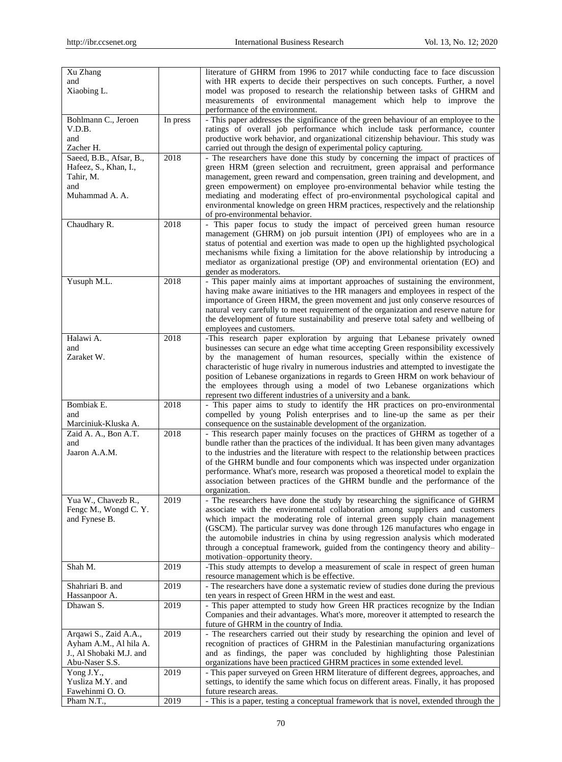| | | |
|---|---|---|
| Xu Zhang and Xiaobing L. | | literature of GHRM from 1996 to 2017 while conducting face to face discussion with HR experts to decide their perspectives on such concepts. Further, a novel model was proposed to research the relationship between tasks of GHRM and measurements of environmental management which help to improve the performance of the environment. |
| Bohlmann C., Jeroen V.D.B. and Zacher H. | In press | - This paper addresses the significance of the green behaviour of an employee to the ratings of overall job performance which include task performance, counter productive work behavior, and organizational citizenship behaviour. This study was carried out through the design of experimental policy capturing. |
| Saeed, B.B., Afsar, B., Hafeez, S., Khan, I., Tahir, M. and Muhammad A. A. | 2018 | - The researchers have done this study by concerning the impact of practices of green HRM (green selection and recruitment, green appraisal and performance management, green reward and compensation, green training and development, and green empowerment) on employee pro-environmental behavior while testing the mediating and moderating effect of pro-environmental psychological capital and environmental knowledge on green HRM practices, respectively and the relationship of pro-environmental behavior. |
| Chaudhary R. | 2018 | - This paper focus to study the impact of perceived green human resource management (GHRM) on job pursuit intention (JPI) of employees who are in a status of potential and exertion was made to open up the highlighted psychological mechanisms while fixing a limitation for the above relationship by introducing a mediator as organizational prestige (OP) and environmental orientation (EO) and gender as moderators. |
| Yusuph M.L. | 2018 | - This paper mainly aims at important approaches of sustaining the environment, having make aware initiatives to the HR managers and employees in respect of the importance of Green HRM, the green movement and just only conserve resources of natural very carefully to meet requirement of the organization and reserve nature for the development of future sustainability and preserve total safety and wellbeing of employees and customers. |
| Halawi A. and Zaraket W. | 2018 | -This research paper exploration by arguing that Lebanese privately owned businesses can secure an edge what time accepting Green responsibility excessively by the management of human resources, specially within the existence of characteristic of huge rivalry in numerous industries and attempted to investigate the position of Lebanese organizations in regards to Green HRM on work behaviour of the employees through using a model of two Lebanese organizations which represent two different industries of a university and a bank. |
| Bombiak E. and Marciniuk-Kluska A. | 2018 | - This paper aims to study to identify the HR practices on pro-environmental compelled by young Polish enterprises and to line-up the same as per their consequence on the sustainable development of the organization. |
| Zaid A. A., Bon A.T. and Jaaron A.A.M. | 2018 | - This research paper mainly focuses on the practices of GHRM as together of a bundle rather than the practices of the individual. It has been given many advantages to the industries and the literature with respect to the relationship between practices of the GHRM bundle and four components which was inspected under organization performance. What's more, research was proposed a theoretical model to explain the association between practices of the GHRM bundle and the performance of the organization. |
| Yua W., Chavezb R., Fengc M., Wongd C. Y. and Fynese B. | 2019 | - The researchers have done the study by researching the significance of GHRM associate with the environmental collaboration among suppliers and customers which impact the moderating role of internal green supply chain management (GSCM). The particular survey was done through 126 manufactures who engage in the automobile industries in china by using regression analysis which moderated through a conceptual framework, guided from the contingency theory and ability–motivation–opportunity theory. |
| Shah M. | 2019 | -This study attempts to develop a measurement of scale in respect of green human resource management which is be effective. |
| Shahriari B. and Hassanpoor A. | 2019 | - The researchers have done a systematic review of studies done during the previous ten years in respect of Green HRM in the west and east. |
| Dhawan S. | 2019 | - This paper attempted to study how Green HR practices recognize by the Indian Companies and their advantages. What's more, moreover it attempted to research the future of GHRM in the country of India. |
| Arqawi S., Zaid A.A., Ayham A.M., Al hila A. J., Al Shobaki M.J. and Abu-Naser S.S. | 2019 | - The researchers carried out their study by researching the opinion and level of recognition of practices of GHRM in the Palestinian manufacturing organizations and as findings, the paper was concluded by highlighting those Palestinian organizations have been practiced GHRM practices in some extended level. |
| Yong J.Y., Yusliza M.Y. and Fawehinmi O. O. | 2019 | - This paper surveyed on Green HRM literature of different degrees, approaches, and settings, to identify the same which focus on different areas. Finally, it has proposed future research areas. |
| Pham N.T., | 2019 | - This is a paper, testing a conceptual framework that is novel, extended through the |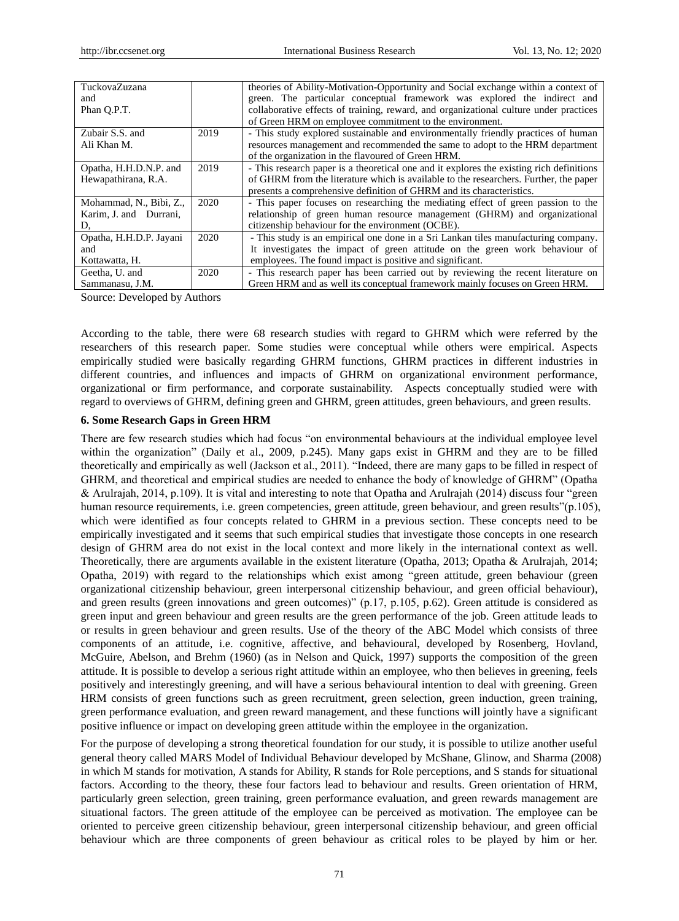| | | |
|---|---|---|
| TuckovaZuzana and Phan Q.P.T. | | theories of Ability-Motivation-Opportunity and Social exchange within a context of green. The particular conceptual framework was explored the indirect and collaborative effects of training, reward, and organizational culture under practices of Green HRM on employee commitment to the environment. |
| Zubair S.S. and Ali Khan M. | 2019 | - This study explored sustainable and environmentally friendly practices of human resources management and recommended the same to adopt to the HRM department of the organization in the flavoured of Green HRM. |
| Opatha, H.H.D.N.P. and Hewapathirana, R.A. | 2019 | - This research paper is a theoretical one and it explores the existing rich definitions of GHRM from the literature which is available to the researchers. Further, the paper presents a comprehensive definition of GHRM and its characteristics. |
| Mohammad, N., Bibi, Z., Karim, J. and Durrani, D, | 2020 | - This paper focuses on researching the mediating effect of green passion to the relationship of green human resource management (GHRM) and organizational citizenship behaviour for the environment (OCBE). |
| Opatha, H.H.D.P. Jayani and Kottawatta, H. | 2020 | - This study is an empirical one done in a Sri Lankan tiles manufacturing company. It investigates the impact of green attitude on the green work behaviour of employees. The found impact is positive and significant. |
| Geetha, U. and Sammanasu, J.M. | 2020 | - This research paper has been carried out by reviewing the recent literature on Green HRM and as well its conceptual framework mainly focuses on Green HRM. |

Source: Developed by Authors

According to the table, there were 68 research studies with regard to GHRM which were referred by the researchers of this research paper. Some studies were conceptual while others were empirical. Aspects empirically studied were basically regarding GHRM functions, GHRM practices in different industries in different countries, and influences and impacts of GHRM on organizational environment performance, organizational or firm performance, and corporate sustainability. Aspects conceptually studied were with regard to overviews of GHRM, defining green and GHRM, green attitudes, green behaviours, and green results.

## 6. Some Research Gaps in Green HRM

There are few research studies which had focus "on environmental behaviours at the individual employee level within the organization" (Daily et al., 2009, p.245). Many gaps exist in GHRM and they are to be filled theoretically and empirically as well (Jackson et al., 2011). "Indeed, there are many gaps to be filled in respect of GHRM, and theoretical and empirical studies are needed to enhance the body of knowledge of GHRM" (Opatha & Arulrajah, 2014, p.109). It is vital and interesting to note that Opatha and Arulrajah (2014) discuss four "green human resource requirements, i.e. green competencies, green attitude, green behaviour, and green results"(p.105), which were identified as four concepts related to GHRM in a previous section. These concepts need to be empirically investigated and it seems that such empirical studies that investigate those concepts in one research design of GHRM area do not exist in the local context and more likely in the international context as well. Theoretically, there are arguments available in the existent literature (Opatha, 2013; Opatha & Arulrajah, 2014; Opatha, 2019) with regard to the relationships which exist among "green attitude, green behaviour (green organizational citizenship behaviour, green interpersonal citizenship behaviour, and green official behaviour), and green results (green innovations and green outcomes)" (p.17, p.105, p.62). Green attitude is considered as green input and green behaviour and green results are the green performance of the job. Green attitude leads to or results in green behaviour and green results. Use of the theory of the ABC Model which consists of three components of an attitude, i.e. cognitive, affective, and behavioural, developed by Rosenberg, Hovland, McGuire, Abelson, and Brehm (1960) (as in Nelson and Quick, 1997) supports the composition of the green attitude. It is possible to develop a serious right attitude within an employee, who then believes in greening, feels positively and interestingly greening, and will have a serious behavioural intention to deal with greening. Green HRM consists of green functions such as green recruitment, green selection, green induction, green training, green performance evaluation, and green reward management, and these functions will jointly have a significant positive influence or impact on developing green attitude within the employee in the organization.

For the purpose of developing a strong theoretical foundation for our study, it is possible to utilize another useful general theory called MARS Model of Individual Behaviour developed by McShane, Glinow, and Sharma (2008) in which M stands for motivation, A stands for Ability, R stands for Role perceptions, and S stands for situational factors. According to the theory, these four factors lead to behaviour and results. Green orientation of HRM, particularly green selection, green training, green performance evaluation, and green rewards management are situational factors. The green attitude of the employee can be perceived as motivation. The employee can be oriented to perceive green citizenship behaviour, green interpersonal citizenship behaviour, and green official behaviour which are three components of green behaviour as critical roles to be played by him or her.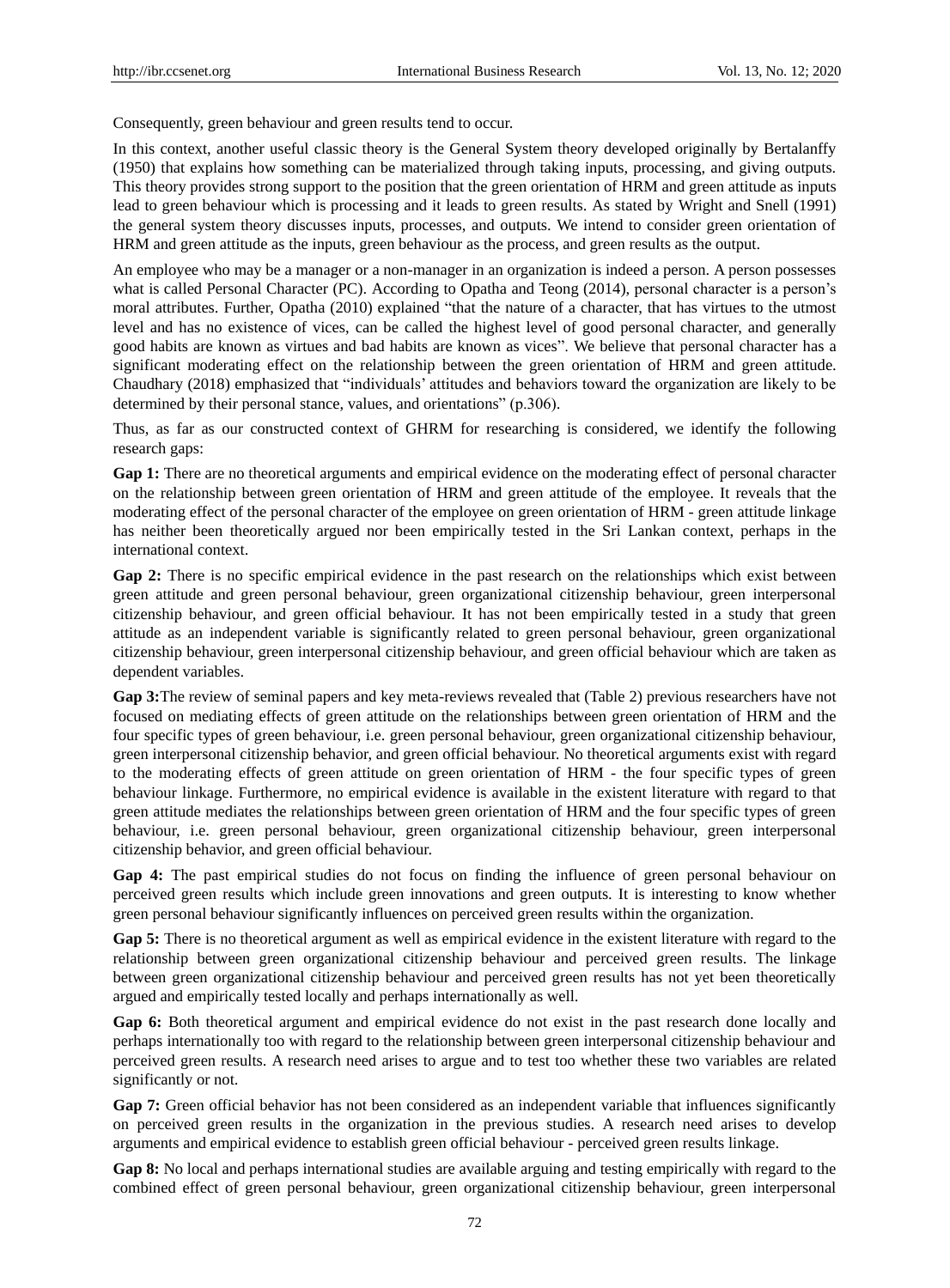Consequently, green behaviour and green results tend to occur.

In this context, another useful classic theory is the General System theory developed originally by Bertalanffy (1950) that explains how something can be materialized through taking inputs, processing, and giving outputs. This theory provides strong support to the position that the green orientation of HRM and green attitude as inputs lead to green behaviour which is processing and it leads to green results. As stated by Wright and Snell (1991) the general system theory discusses inputs, processes, and outputs. We intend to consider green orientation of HRM and green attitude as the inputs, green behaviour as the process, and green results as the output.

An employee who may be a manager or a non-manager in an organization is indeed a person. A person possesses what is called Personal Character (PC). According to Opatha and Teong (2014), personal character is a person's moral attributes. Further, Opatha (2010) explained "that the nature of a character, that has virtues to the utmost level and has no existence of vices, can be called the highest level of good personal character, and generally good habits are known as virtues and bad habits are known as vices". We believe that personal character has a significant moderating effect on the relationship between the green orientation of HRM and green attitude. Chaudhary (2018) emphasized that "individuals' attitudes and behaviors toward the organization are likely to be determined by their personal stance, values, and orientations" (p.306).

Thus, as far as our constructed context of GHRM for researching is considered, we identify the following research gaps:

**Gap 1:** There are no theoretical arguments and empirical evidence on the moderating effect of personal character on the relationship between green orientation of HRM and green attitude of the employee. It reveals that the moderating effect of the personal character of the employee on green orientation of HRM - green attitude linkage has neither been theoretically argued nor been empirically tested in the Sri Lankan context, perhaps in the international context.

**Gap 2:** There is no specific empirical evidence in the past research on the relationships which exist between green attitude and green personal behaviour, green organizational citizenship behaviour, green interpersonal citizenship behaviour, and green official behaviour. It has not been empirically tested in a study that green attitude as an independent variable is significantly related to green personal behaviour, green organizational citizenship behaviour, green interpersonal citizenship behaviour, and green official behaviour which are taken as dependent variables.

**Gap 3:**The review of seminal papers and key meta-reviews revealed that (Table 2) previous researchers have not focused on mediating effects of green attitude on the relationships between green orientation of HRM and the four specific types of green behaviour, i.e. green personal behaviour, green organizational citizenship behaviour, green interpersonal citizenship behavior, and green official behaviour. No theoretical arguments exist with regard to the moderating effects of green attitude on green orientation of HRM - the four specific types of green behaviour linkage. Furthermore, no empirical evidence is available in the existent literature with regard to that green attitude mediates the relationships between green orientation of HRM and the four specific types of green behaviour, i.e. green personal behaviour, green organizational citizenship behaviour, green interpersonal citizenship behavior, and green official behaviour.

**Gap 4:** The past empirical studies do not focus on finding the influence of green personal behaviour on perceived green results which include green innovations and green outputs. It is interesting to know whether green personal behaviour significantly influences on perceived green results within the organization.

**Gap 5:** There is no theoretical argument as well as empirical evidence in the existent literature with regard to the relationship between green organizational citizenship behaviour and perceived green results. The linkage between green organizational citizenship behaviour and perceived green results has not yet been theoretically argued and empirically tested locally and perhaps internationally as well.

**Gap 6:** Both theoretical argument and empirical evidence do not exist in the past research done locally and perhaps internationally too with regard to the relationship between green interpersonal citizenship behaviour and perceived green results. A research need arises to argue and to test too whether these two variables are related significantly or not.

**Gap 7:** Green official behavior has not been considered as an independent variable that influences significantly on perceived green results in the organization in the previous studies. A research need arises to develop arguments and empirical evidence to establish green official behaviour - perceived green results linkage.

**Gap 8:** No local and perhaps international studies are available arguing and testing empirically with regard to the combined effect of green personal behaviour, green organizational citizenship behaviour, green interpersonal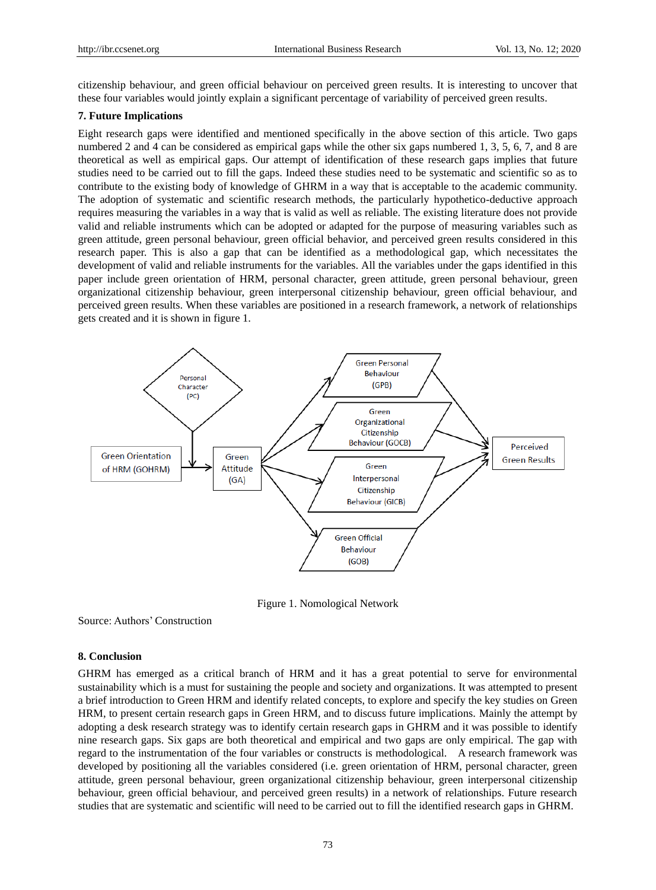citizenship behaviour, and green official behaviour on perceived green results. It is interesting to uncover that these four variables would jointly explain a significant percentage of variability of perceived green results.

## 7. Future Implications

Eight research gaps were identified and mentioned specifically in the above section of this article. Two gaps numbered 2 and 4 can be considered as empirical gaps while the other six gaps numbered 1, 3, 5, 6, 7, and 8 are theoretical as well as empirical gaps. Our attempt of identification of these research gaps implies that future studies need to be carried out to fill the gaps. Indeed these studies need to be systematic and scientific so as to contribute to the existing body of knowledge of GHRM in a way that is acceptable to the academic community. The adoption of systematic and scientific research methods, the particularly hypothetico-deductive approach requires measuring the variables in a way that is valid as well as reliable. The existing literature does not provide valid and reliable instruments which can be adopted or adapted for the purpose of measuring variables such as green attitude, green personal behaviour, green official behavior, and perceived green results considered in this research paper. This is also a gap that can be identified as a methodological gap, which necessitates the development of valid and reliable instruments for the variables. All the variables under the gaps identified in this paper include green orientation of HRM, personal character, green attitude, green personal behaviour, green organizational citizenship behaviour, green interpersonal citizenship behaviour, green official behaviour, and perceived green results. When these variables are positioned in a research framework, a network of relationships gets created and it is shown in figure 1.

Figure 1. Nomological Network

Source: Authors' Construction

## 8. Conclusion

GHRM has emerged as a critical branch of HRM and it has a great potential to serve for environmental sustainability which is a must for sustaining the people and society and organizations. It was attempted to present a brief introduction to Green HRM and identify related concepts, to explore and specify the key studies on Green HRM, to present certain research gaps in Green HRM, and to discuss future implications. Mainly the attempt by adopting a desk research strategy was to identify certain research gaps in GHRM and it was possible to identify nine research gaps. Six gaps are both theoretical and empirical and two gaps are only empirical. The gap with regard to the instrumentation of the four variables or constructs is methodological. A research framework was developed by positioning all the variables considered (i.e. green orientation of HRM, personal character, green attitude, green personal behaviour, green organizational citizenship behaviour, green interpersonal citizenship behaviour, green official behaviour, and perceived green results) in a network of relationships. Future research studies that are systematic and scientific will need to be carried out to fill the identified research gaps in GHRM.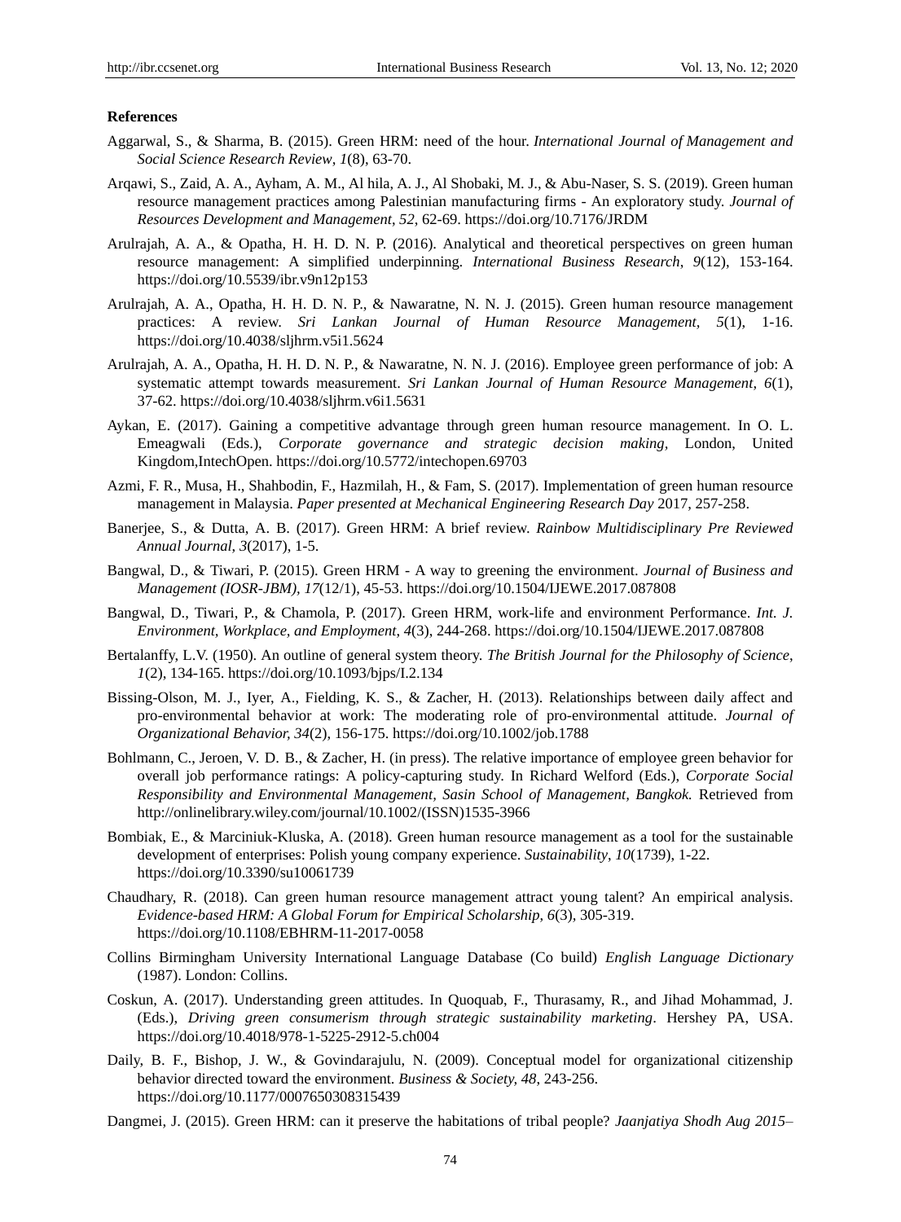**References**

Aggarwal, S., & Sharma, B. (2015). Green HRM: need of the hour. *International Journal of Management and Social Science Research Review*, *1*(8), 63-70.

Arqawi, S., Zaid, A. A., Ayham, A. M., Al hila, A. J., Al Shobaki, M. J., & Abu-Naser, S. S. (2019). Green human resource management practices among Palestinian manufacturing firms - An exploratory study. *Journal of Resources Development and Management*, *52*, 62-69. https://doi.org/10.7176/JRDM

Arulrajah, A. A., & Opatha, H. H. D. N. P. (2016). Analytical and theoretical perspectives on green human resource management: A simplified underpinning. *International Business Research*, *9*(12), 153-164. https://doi.org/10.5539/ibr.v9n12p153

Arulrajah, A. A., Opatha, H. H. D. N. P., & Nawaratne, N. N. J. (2015). Green human resource management practices: A review. *Sri Lankan Journal of Human Resource Management*, *5*(1), 1-16. https://doi.org/10.4038/sljhrm.v5i1.5624

Arulrajah, A. A., Opatha, H. H. D. N. P., & Nawaratne, N. N. J. (2016). Employee green performance of job: A systematic attempt towards measurement. *Sri Lankan Journal of Human Resource Management*, *6*(1), 37-62. https://doi.org/10.4038/sljhrm.v6i1.5631

Aykan, E. (2017). Gaining a competitive advantage through green human resource management. In O. L. Emeagwali (Eds.), *Corporate governance and strategic decision making*, London, United Kingdom,IntechOpen. https://doi.org/10.5772/intechopen.69703

Azmi, F. R., Musa, H., Shahbodin, F., Hazmilah, H., & Fam, S. (2017). Implementation of green human resource management in Malaysia. *Paper presented at Mechanical Engineering Research Day* 2017, 257-258.

Banerjee, S., & Dutta, A. B. (2017). Green HRM: A brief review. *Rainbow Multidisciplinary Pre Reviewed Annual Journal*, *3*(2017), 1-5.

Bangwal, D., & Tiwari, P. (2015). Green HRM - A way to greening the environment. *Journal of Business and Management (IOSR-JBM)*, *17*(12/1), 45-53. https://doi.org/10.1504/IJEWE.2017.087808

Bangwal, D., Tiwari, P., & Chamola, P. (2017). Green HRM, work-life and environment Performance. *Int. J. Environment, Workplace, and Employment*, *4*(3), 244-268. https://doi.org/10.1504/IJEWE.2017.087808

Bertalanffy, L.V. (1950). An outline of general system theory. *The British Journal for the Philosophy of Science*, *1*(2), 134-165. https://doi.org/10.1093/bjps/I.2.134

Bissing-Olson, M. J., Iyer, A., Fielding, K. S., & Zacher, H. (2013). Relationships between daily affect and pro-environmental behavior at work: The moderating role of pro-environmental attitude. *Journal of Organizational Behavior*, *34*(2), 156-175. https://doi.org/10.1002/job.1788

Bohlmann, C., Jeroen, V. D. B., & Zacher, H. (in press). The relative importance of employee green behavior for overall job performance ratings: A policy-capturing study. In Richard Welford (Eds.), *Corporate Social Responsibility and Environmental Management, Sasin School of Management, Bangkok.* Retrieved from http://onlinelibrary.wiley.com/journal/10.1002/(ISSN)1535-3966

Bombiak, E., & Marciniuk-Kluska, A. (2018). Green human resource management as a tool for the sustainable development of enterprises: Polish young company experience. *Sustainability*, *10*(1739), 1-22. https://doi.org/10.3390/su10061739

Chaudhary, R. (2018). Can green human resource management attract young talent? An empirical analysis. *Evidence-based HRM: A Global Forum for Empirical Scholarship*, *6*(3), 305-319. https://doi.org/10.1108/EBHRM-11-2017-0058

Collins Birmingham University International Language Database (Co build) *English Language Dictionary* (1987). London: Collins.

Coskun, A. (2017). Understanding green attitudes. In Quoquab, F., Thurasamy, R., and Jihad Mohammad, J. (Eds.), *Driving green consumerism through strategic sustainability marketing*. Hershey PA, USA. https://doi.org/10.4018/978-1-5225-2912-5.ch004

Daily, B. F., Bishop, J. W., & Govindarajulu, N. (2009). Conceptual model for organizational citizenship behavior directed toward the environment. *Business & Society*, *48*, 243-256. https://doi.org/10.1177/0007650308315439

Dangmei, J. (2015). Green HRM: can it preserve the habitations of tribal people? *Jaanjatiya Shodh Aug 2015–*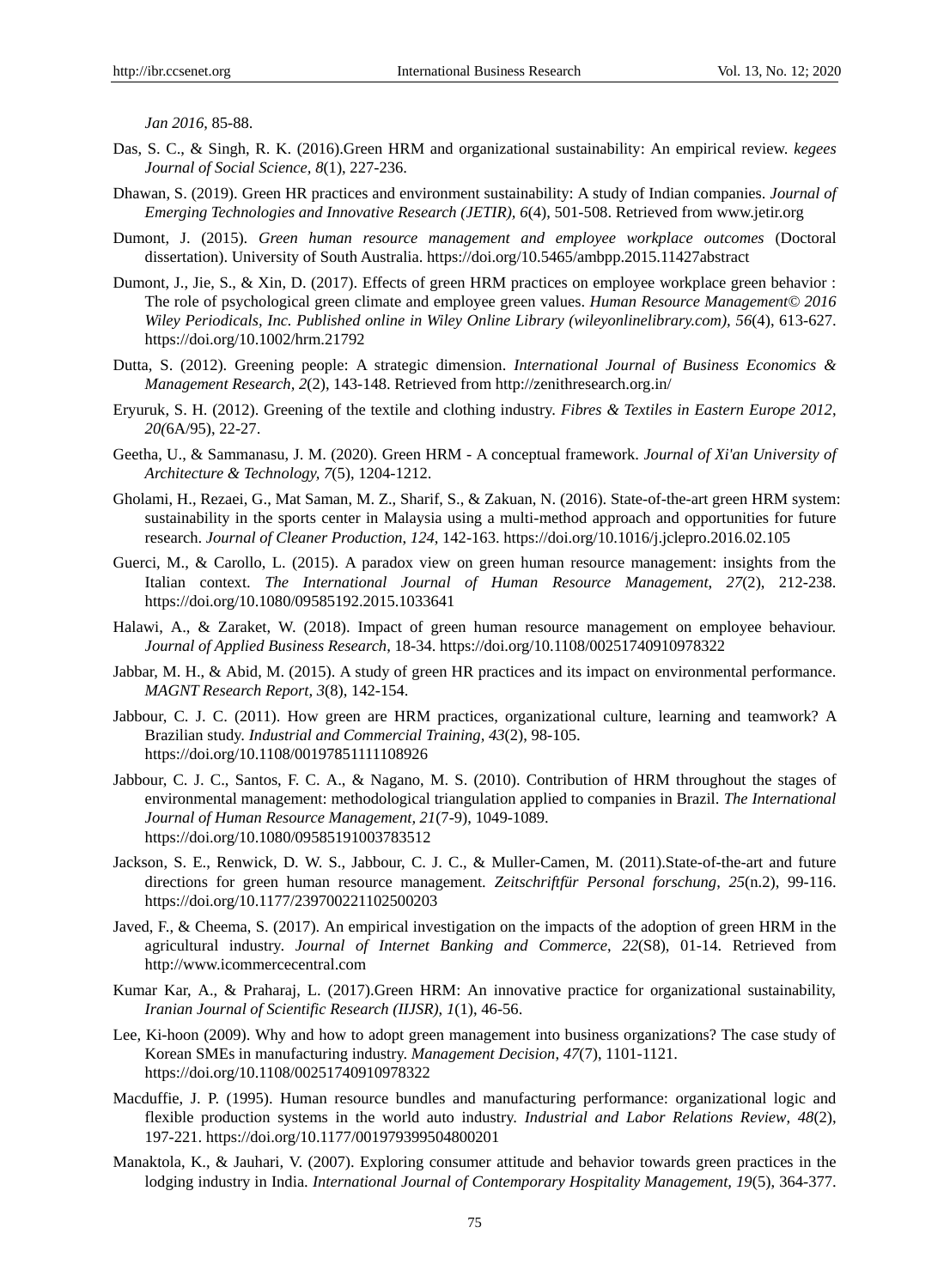*Jan 2016*, 85-88.

Das, S. C., & Singh, R. K. (2016).Green HRM and organizational sustainability: An empirical review. *kegees Journal of Social Science, 8*(1), 227-236.

Dhawan, S. (2019). Green HR practices and environment sustainability: A study of Indian companies. *Journal of Emerging Technologies and Innovative Research (JETIR), 6*(4), 501-508. Retrieved from www.jetir.org

Dumont, J. (2015). *Green human resource management and employee workplace outcomes* (Doctoral dissertation). University of South Australia. https://doi.org/10.5465/ambpp.2015.11427abstract

Dumont, J., Jie, S., & Xin, D. (2017). Effects of green HRM practices on employee workplace green behavior : The role of psychological green climate and employee green values. *Human Resource Management© 2016 Wiley Periodicals, Inc. Published online in Wiley Online Library (wileyonlinelibrary.com), 56*(4), 613-627. https://doi.org/10.1002/hrm.21792

Dutta, S. (2012). Greening people: A strategic dimension. *International Journal of Business Economics & Management Research, 2*(2), 143-148. Retrieved from http://zenithresearch.org.in/

Eryuruk, S. H. (2012). Greening of the textile and clothing industry. *Fibres & Textiles in Eastern Europe 2012*, *20(*6A/95), 22-27.

Geetha, U., & Sammanasu, J. M. (2020). Green HRM - A conceptual framework. *Journal of Xi'an University of Architecture & Technology, 7*(5), 1204-1212.

Gholami, H., Rezaei, G., Mat Saman, M. Z., Sharif, S., & Zakuan, N. (2016). State-of-the-art green HRM system: sustainability in the sports center in Malaysia using a multi-method approach and opportunities for future research. *Journal of Cleaner Production, 124*, 142-163. https://doi.org/10.1016/j.jclepro.2016.02.105

Guerci, M., & Carollo, L. (2015). A paradox view on green human resource management: insights from the Italian context. *The International Journal of Human Resource Management, 27*(2), 212-238. https://doi.org/10.1080/09585192.2015.1033641

Halawi, A., & Zaraket, W. (2018). Impact of green human resource management on employee behaviour. *Journal of Applied Business Research*, 18-34. https://doi.org/10.1108/00251740910978322

Jabbar, M. H., & Abid, M. (2015). A study of green HR practices and its impact on environmental performance. *MAGNT Research Report, 3*(8), 142-154.

Jabbour, C. J. C. (2011). How green are HRM practices, organizational culture, learning and teamwork? A Brazilian study. *Industrial and Commercial Training, 43*(2), 98-105. https://doi.org/10.1108/00197851111108926

Jabbour, C. J. C., Santos, F. C. A., & Nagano, M. S. (2010). Contribution of HRM throughout the stages of environmental management: methodological triangulation applied to companies in Brazil. *The International Journal of Human Resource Management, 21*(7-9), 1049-1089. https://doi.org/10.1080/09585191003783512

Jackson, S. E., Renwick, D. W. S., Jabbour, C. J. C., & Muller-Camen, M. (2011).State-of-the-art and future directions for green human resource management. *Zeitschriftfür Personal forschung, 25*(n.2), 99-116. https://doi.org/10.1177/239700221102500203

Javed, F., & Cheema, S. (2017). An empirical investigation on the impacts of the adoption of green HRM in the agricultural industry. *Journal of Internet Banking and Commerce, 22*(S8), 01-14. Retrieved from http://www.icommercecentral.com

Kumar Kar, A., & Praharaj, L. (2017).Green HRM: An innovative practice for organizational sustainability, *Iranian Journal of Scientific Research (IIJSR), 1*(1), 46-56.

Lee, Ki-hoon (2009). Why and how to adopt green management into business organizations? The case study of Korean SMEs in manufacturing industry. *Management Decision*, *47*(7), 1101-1121. https://doi.org/10.1108/00251740910978322

Macduffie, J. P. (1995). Human resource bundles and manufacturing performance: organizational logic and flexible production systems in the world auto industry. *Industrial and Labor Relations Review, 48*(2), 197-221. https://doi.org/10.1177/001979399504800201

Manaktola, K., & Jauhari, V. (2007). Exploring consumer attitude and behavior towards green practices in the lodging industry in India. *International Journal of Contemporary Hospitality Management, 19*(5), 364-377.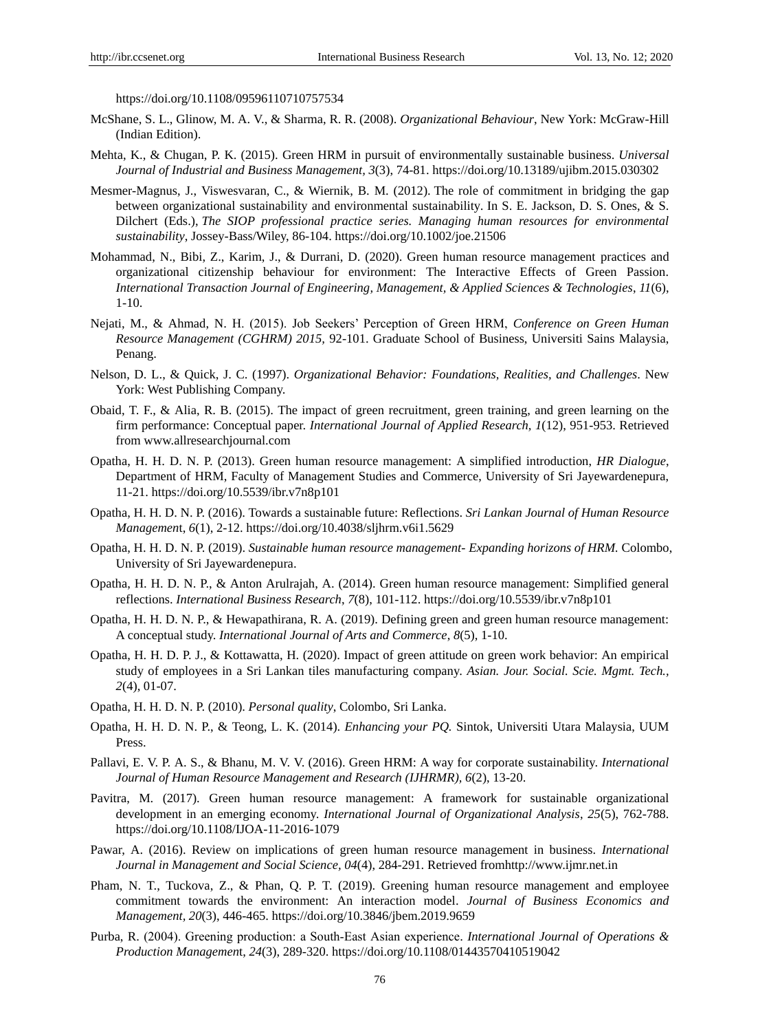https://doi.org/10.1108/09596110710757534

McShane, S. L., Glinow, M. A. V., & Sharma, R. R. (2008). *Organizational Behaviour*, New York: McGraw-Hill (Indian Edition).

Mehta, K., & Chugan, P. K. (2015). Green HRM in pursuit of environmentally sustainable business. *Universal Journal of Industrial and Business Management*, *3*(3), 74-81. https://doi.org/10.13189/ujibm.2015.030302

Mesmer-Magnus, J., Viswesvaran, C., & Wiernik, B. M. (2012). The role of commitment in bridging the gap between organizational sustainability and environmental sustainability. In S. E. Jackson, D. S. Ones, & S. Dilchert (Eds.), *The SIOP professional practice series. Managing human resources for environmental sustainability*, Jossey-Bass/Wiley, 86-104. https://doi.org/10.1002/joe.21506

Mohammad, N., Bibi, Z., Karim, J., & Durrani, D. (2020). Green human resource management practices and organizational citizenship behaviour for environment: The Interactive Effects of Green Passion. *International Transaction Journal of Engineering, Management, & Applied Sciences & Technologies*, *11*(6), 1-10.

Nejati, M., & Ahmad, N. H. (2015). Job Seekers' Perception of Green HRM, *Conference on Green Human Resource Management (CGHRM) 2015*, 92-101. Graduate School of Business, Universiti Sains Malaysia, Penang.

Nelson, D. L., & Quick, J. C. (1997). *Organizational Behavior: Foundations, Realities, and Challenges*. New York: West Publishing Company.

Obaid, T. F., & Alia, R. B. (2015). The impact of green recruitment, green training, and green learning on the firm performance: Conceptual paper. *International Journal of Applied Research*, *1*(12), 951-953. Retrieved from www.allresearchjournal.com

Opatha, H. H. D. N. P. (2013). Green human resource management: A simplified introduction, *HR Dialogue*, Department of HRM, Faculty of Management Studies and Commerce, University of Sri Jayewardenepura, 11-21. https://doi.org/10.5539/ibr.v7n8p101

Opatha, H. H. D. N. P. (2016). Towards a sustainable future: Reflections. *Sri Lankan Journal of Human Resource Management*, *6*(1), 2-12. https://doi.org/10.4038/sljhrm.v6i1.5629

Opatha, H. H. D. N. P. (2019). *Sustainable human resource management- Expanding horizons of HRM*. Colombo, University of Sri Jayewardenepura.

Opatha, H. H. D. N. P., & Anton Arulrajah, A. (2014). Green human resource management: Simplified general reflections. *International Business Research*, *7*(8), 101-112. https://doi.org/10.5539/ibr.v7n8p101

Opatha, H. H. D. N. P., & Hewapathirana, R. A. (2019). Defining green and green human resource management: A conceptual study. *International Journal of Arts and Commerce*, *8*(5), 1-10.

Opatha, H. H. D. P. J., & Kottawatta, H. (2020). Impact of green attitude on green work behavior: An empirical study of employees in a Sri Lankan tiles manufacturing company. *Asian. Jour. Social. Scie. Mgmt. Tech.*, *2*(4), 01-07.

Opatha, H. H. D. N. P. (2010). *Personal quality*, Colombo, Sri Lanka.

Opatha, H. H. D. N. P., & Teong, L. K. (2014). *Enhancing your PQ.* Sintok, Universiti Utara Malaysia, UUM Press.

Pallavi, E. V. P. A. S., & Bhanu, M. V. V. (2016). Green HRM: A way for corporate sustainability. *International Journal of Human Resource Management and Research (IJHRMR)*, *6*(2), 13-20.

Pavitra, M. (2017). Green human resource management: A framework for sustainable organizational development in an emerging economy. *International Journal of Organizational Analysis*, *25*(5), 762-788. https://doi.org/10.1108/IJOA-11-2016-1079

Pawar, A. (2016). Review on implications of green human resource management in business. *International Journal in Management and Social Science*, *04*(4), 284-291. Retrieved fromhttp://www.ijmr.net.in

Pham, N. T., Tuckova, Z., & Phan, Q. P. T. (2019). Greening human resource management and employee commitment towards the environment: An interaction model. *Journal of Business Economics and Management*, *20*(3), 446-465. https://doi.org/10.3846/jbem.2019.9659

Purba, R. (2004). Greening production: a South-East Asian experience. *International Journal of Operations & Production Management*, *24*(3), 289-320. https://doi.org/10.1108/01443570410519042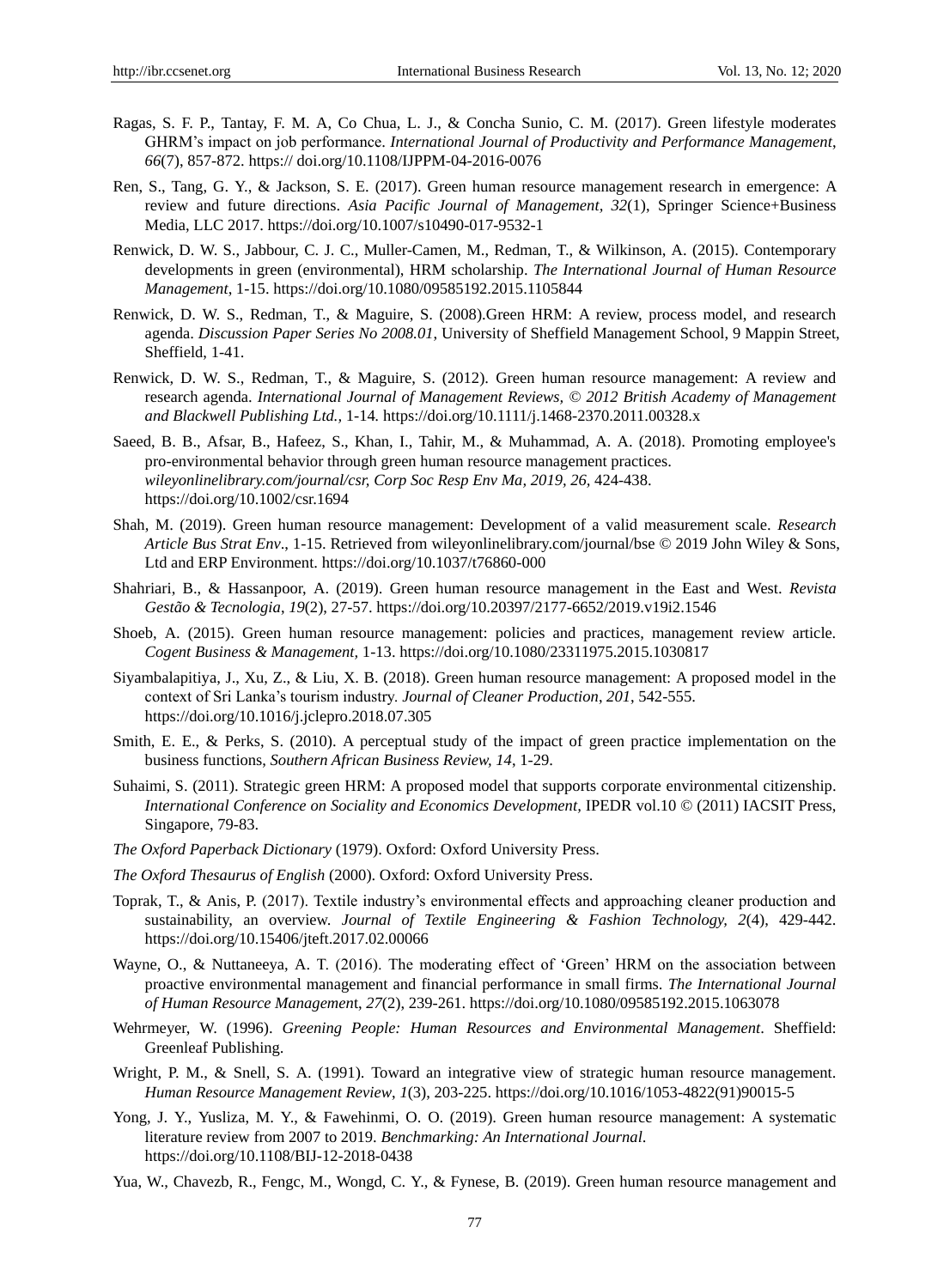Ragas, S. F. P., Tantay, F. M. A, Co Chua, L. J., & Concha Sunio, C. M. (2017). Green lifestyle moderates GHRM's impact on job performance. *International Journal of Productivity and Performance Management*, *66*(7), 857-872. https:// doi.org/10.1108/IJPPM-04-2016-0076

Ren, S., Tang, G. Y., & Jackson, S. E. (2017). Green human resource management research in emergence: A review and future directions. *Asia Pacific Journal of Management, 32*(1), Springer Science+Business Media, LLC 2017. https://doi.org/10.1007/s10490-017-9532-1

Renwick, D. W. S., Jabbour, C. J. C., Muller-Camen, M., Redman, T., & Wilkinson, A. (2015). Contemporary developments in green (environmental), HRM scholarship. *The International Journal of Human Resource Management*, 1-15. https://doi.org/10.1080/09585192.2015.1105844

Renwick, D. W. S., Redman, T., & Maguire, S. (2008).Green HRM: A review, process model, and research agenda. *Discussion Paper Series No 2008.01,* University of Sheffield Management School, 9 Mappin Street, Sheffield, 1-41.

Renwick, D. W. S., Redman, T., & Maguire, S. (2012). Green human resource management: A review and research agenda. *International Journal of Management Reviews, © 2012 British Academy of Management and Blackwell Publishing Ltd.*, 1-14. https://doi.org/10.1111/j.1468-2370.2011.00328.x

Saeed, B. B., Afsar, B., Hafeez, S., Khan, I., Tahir, M., & Muhammad, A. A. (2018). Promoting employee's pro-environmental behavior through green human resource management practices. *wileyonlinelibrary.com/journal/csr, Corp Soc Resp Env Ma, 2019, 26,* 424-438. https://doi.org/10.1002/csr.1694

Shah, M. (2019). Green human resource management: Development of a valid measurement scale. *Research Article Bus Strat Env*., 1-15. Retrieved from wileyonlinelibrary.com/journal/bse © 2019 John Wiley & Sons, Ltd and ERP Environment. https://doi.org/10.1037/t76860-000

Shahriari, B., & Hassanpoor, A. (2019). Green human resource management in the East and West. *Revista Gestão & Tecnologia*, *19*(2), 27-57. https://doi.org/10.20397/2177-6652/2019.v19i2.1546

Shoeb, A. (2015). Green human resource management: policies and practices, management review article. *Cogent Business & Management,* 1-13. https://doi.org/10.1080/23311975.2015.1030817

Siyambalapitiya, J., Xu, Z., & Liu, X. B. (2018). Green human resource management: A proposed model in the context of Sri Lanka's tourism industry. *Journal of Cleaner Production*, *201*, 542-555. https://doi.org/10.1016/j.jclepro.2018.07.305

Smith, E. E., & Perks, S. (2010). A perceptual study of the impact of green practice implementation on the business functions, *Southern African Business Review, 14*, 1-29.

Suhaimi, S. (2011). Strategic green HRM: A proposed model that supports corporate environmental citizenship. *International Conference on Sociality and Economics Development,* IPEDR vol.10 © (2011) IACSIT Press, Singapore, 79-83.

*The Oxford Paperback Dictionary* (1979). Oxford: Oxford University Press.

*The Oxford Thesaurus of English* (2000). Oxford: Oxford University Press.

Toprak, T., & Anis, P. (2017). Textile industry's environmental effects and approaching cleaner production and sustainability, an overview. *Journal of Textile Engineering & Fashion Technology, 2*(4), 429-442. https://doi.org/10.15406/jteft.2017.02.00066

Wayne, O., & Nuttaneeya, A. T. (2016). The moderating effect of 'Green' HRM on the association between proactive environmental management and financial performance in small firms. *The International Journal of Human Resource Management*, *27*(2), 239-261. https://doi.org/10.1080/09585192.2015.1063078

Wehrmeyer, W. (1996). *Greening People: Human Resources and Environmental Management*. Sheffield: Greenleaf Publishing.

Wright, P. M., & Snell, S. A. (1991). Toward an integrative view of strategic human resource management. *Human Resource Management Review*, *1*(3), 203-225. https://doi.org/10.1016/1053-4822(91)90015-5

Yong, J. Y., Yusliza, M. Y., & Fawehinmi, O. O. (2019). Green human resource management: A systematic literature review from 2007 to 2019. *Benchmarking: An International Journal*. https://doi.org/10.1108/BIJ-12-2018-0438

Yua, W., Chavezb, R., Fengc, M., Wongd, C. Y., & Fynese, B. (2019). Green human resource management and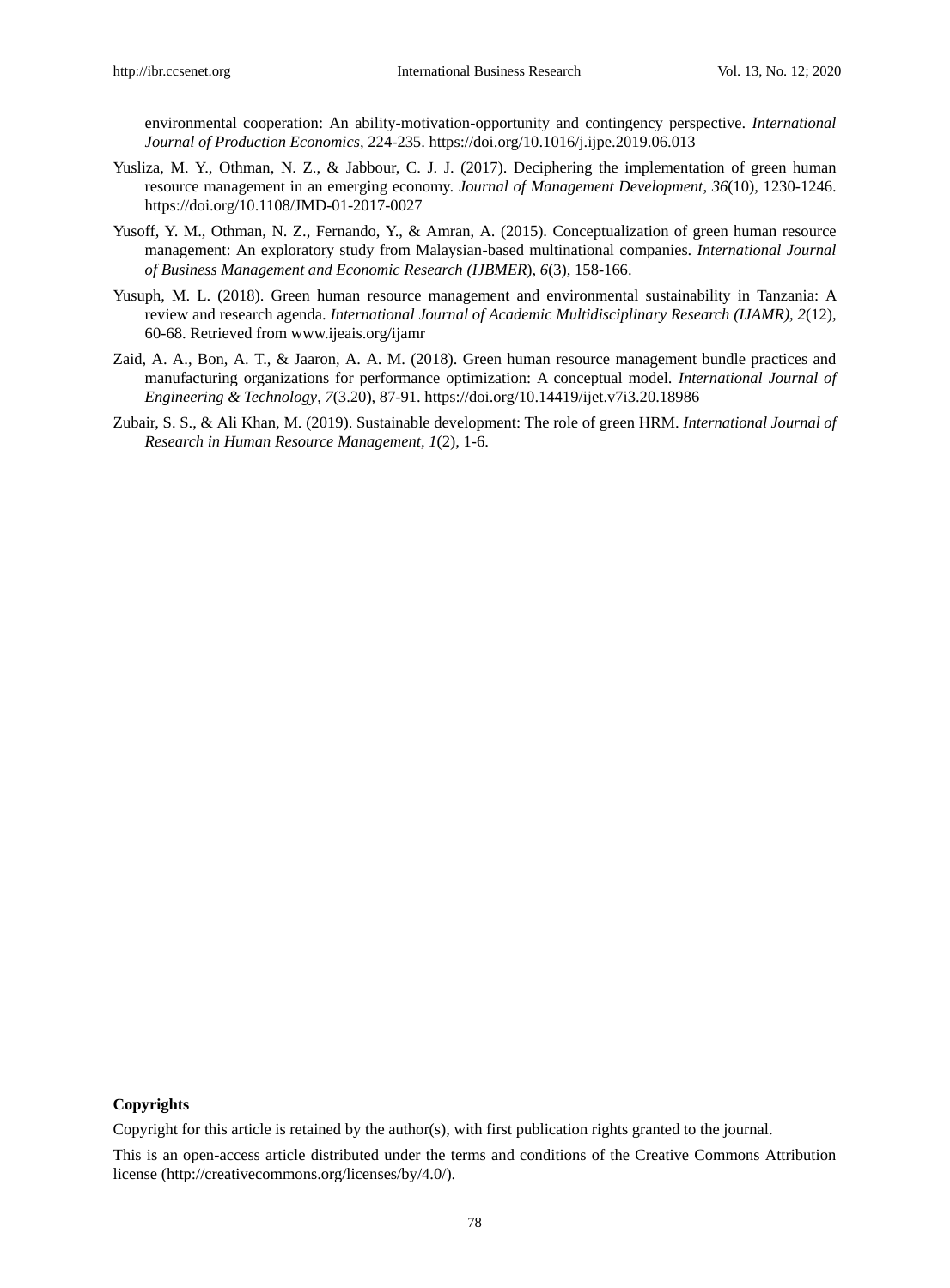environmental cooperation: An ability-motivation-opportunity and contingency perspective. *International Journal of Production Economics*, 224-235. https://doi.org/10.1016/j.ijpe.2019.06.013

Yusliza, M. Y., Othman, N. Z., & Jabbour, C. J. J. (2017). Deciphering the implementation of green human resource management in an emerging economy. *Journal of Management Development*, *36*(10), 1230-1246. https://doi.org/10.1108/JMD-01-2017-0027

Yusoff, Y. M., Othman, N. Z., Fernando, Y., & Amran, A. (2015). Conceptualization of green human resource management: An exploratory study from Malaysian-based multinational companies. *International Journal of Business Management and Economic Research (IJBMER*), *6*(3), 158-166.

Yusuph, M. L. (2018). Green human resource management and environmental sustainability in Tanzania: A review and research agenda. *International Journal of Academic Multidisciplinary Research (IJAMR), 2*(12), 60-68. Retrieved from www.ijeais.org/ijamr

Zaid, A. A., Bon, A. T., & Jaaron, A. A. M. (2018). Green human resource management bundle practices and manufacturing organizations for performance optimization: A conceptual model. *International Journal of Engineering & Technology*, *7*(3.20), 87-91. https://doi.org/10.14419/ijet.v7i3.20.18986

Zubair, S. S., & Ali Khan, M. (2019). Sustainable development: The role of green HRM. *International Journal of Research in Human Resource Management, 1*(2), 1-6.

**Copyrights**

Copyright for this article is retained by the author(s), with first publication rights granted to the journal.

This is an open-access article distributed under the terms and conditions of the Creative Commons Attribution license (http://creativecommons.org/licenses/by/4.0/).